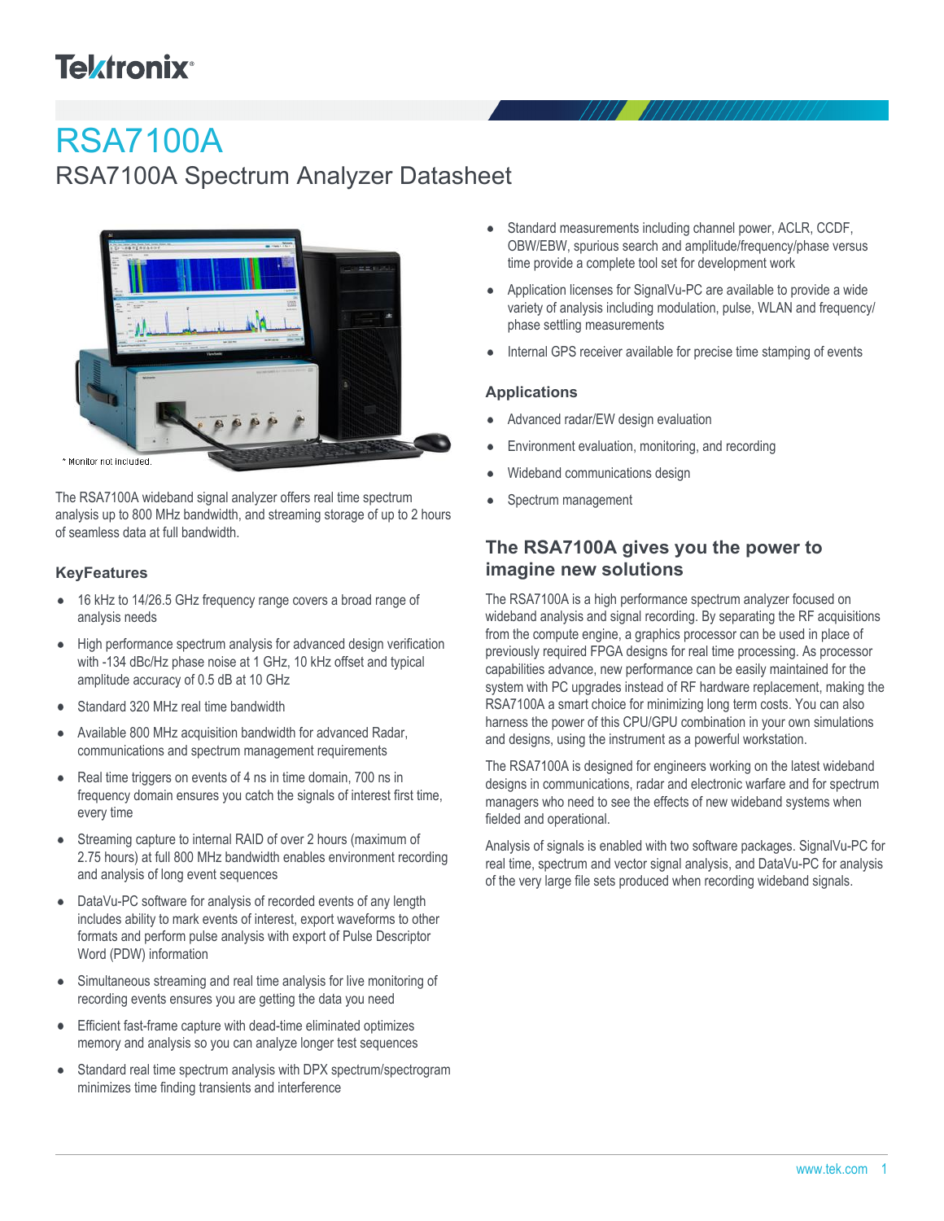# RSA7100A

## RSA7100A Spectrum Analyzer Datasheet

* Monitor not included.

The RSA7100A wideband signal analyzer offers real time spectrum analysis up to 800 MHz bandwidth, and streaming storage of up to 2 hours of seamless data at full bandwidth.

### KeyFeatures

- 16 kHz to 14/26.5 GHz frequency range covers a broad range of analysis needs
- High performance spectrum analysis for advanced design verification with -134 dBc/Hz phase noise at 1 GHz, 10 kHz offset and typical amplitude accuracy of 0.5 dB at 10 GHz
- Standard 320 MHz real time bandwidth
- Available 800 MHz acquisition bandwidth for advanced Radar, communications and spectrum management requirements
- Real time triggers on events of 4 ns in time domain, 700 ns in frequency domain ensures you catch the signals of interest first time, every time
- Streaming capture to internal RAID of over 2 hours (maximum of 2.75 hours) at full 800 MHz bandwidth enables environment recording and analysis of long event sequences
- DataVu-PC software for analysis of recorded events of any length includes ability to mark events of interest, export waveforms to other formats and perform pulse analysis with export of Pulse Descriptor Word (PDW) information
- Simultaneous streaming and real time analysis for live monitoring of recording events ensures you are getting the data you need
- Efficient fast-frame capture with dead-time eliminated optimizes memory and analysis so you can analyze longer test sequences
- Standard real time spectrum analysis with DPX spectrum/spectrogram minimizes time finding transients and interference
- Standard measurements including channel power, ACLR, CCDF, OBW/EBW, spurious search and amplitude/frequency/phase versus time provide a complete tool set for development work
- Application licenses for SignalVu-PC are available to provide a wide variety of analysis including modulation, pulse, WLAN and frequency/phase settling measurements
- Internal GPS receiver available for precise time stamping of events

### Applications

- Advanced radar/EW design evaluation
- Environment evaluation, monitoring, and recording
- Wideband communications design
- Spectrum management

## The RSA7100A gives you the power to imagine new solutions

The RSA7100A is a high performance spectrum analyzer focused on wideband analysis and signal recording. By separating the RF acquisitions from the compute engine, a graphics processor can be used in place of previously required FPGA designs for real time processing. As processor capabilities advance, new performance can be easily maintained for the system with PC upgrades instead of RF hardware replacement, making the RSA7100A a smart choice for minimizing long term costs. You can also harness the power of this CPU/GPU combination in your own simulations and designs, using the instrument as a powerful workstation.

The RSA7100A is designed for engineers working on the latest wideband designs in communications, radar and electronic warfare and for spectrum managers who need to see the effects of new wideband systems when fielded and operational.

Analysis of signals is enabled with two software packages. SignalVu-PC for real time, spectrum and vector signal analysis, and DataVu-PC for analysis of the very large file sets produced when recording wideband signals.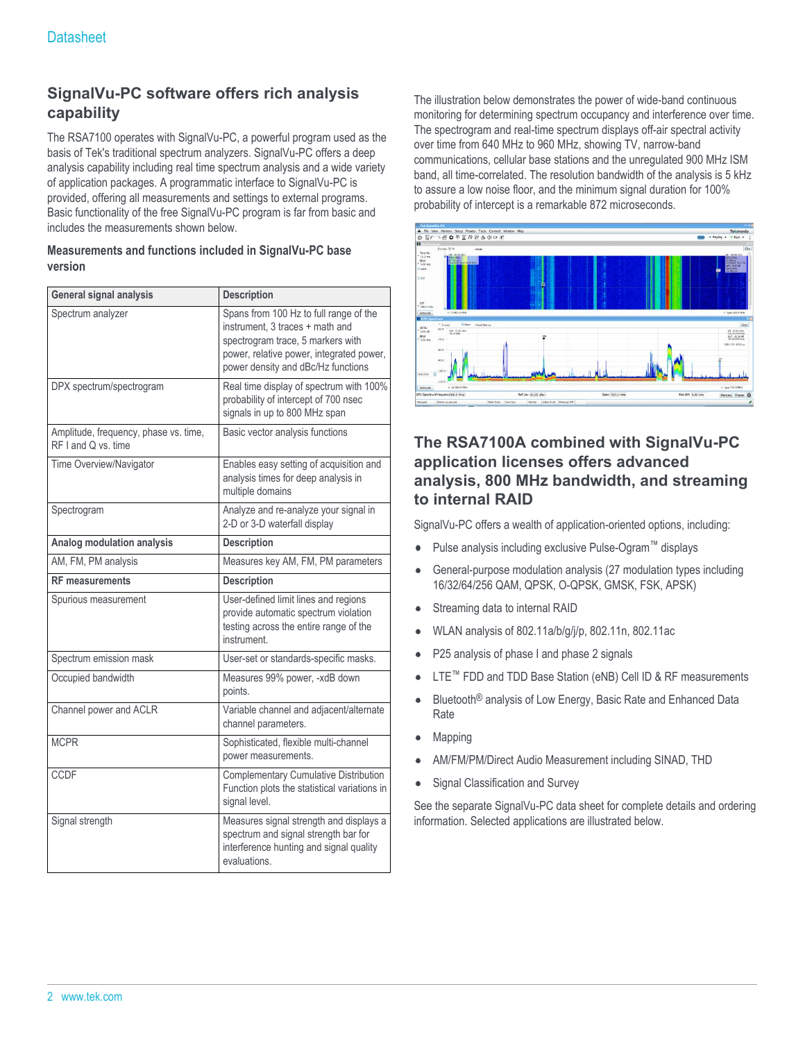## SignalVu-PC software offers rich analysis capability

The RSA7100 operates with SignalVu-PC, a powerful program used as the basis of Tek's traditional spectrum analyzers. SignalVu-PC offers a deep analysis capability including real time spectrum analysis and a wide variety of application packages. A programmatic interface to SignalVu-PC is provided, offering all measurements and settings to external programs. Basic functionality of the free SignalVu-PC program is far from basic and includes the measurements shown below.

### Measurements and functions included in SignalVu-PC base version

| General signal analysis | Description |
|---|---|
| Spectrum analyzer | Spans from 100 Hz to full range of the instrument, 3 traces + math and spectrogram trace, 5 markers with power, relative power, integrated power, power density and dBc/Hz functions |
| DPX spectrum/spectrogram | Real time display of spectrum with 100% probability of intercept of 700 nsec signals in up to 800 MHz span |
| Amplitude, frequency, phase vs. time, RF I and Q vs. time | Basic vector analysis functions |
| Time Overview/Navigator | Enables easy setting of acquisition and analysis times for deep analysis in multiple domains |
| Spectrogram | Analyze and re-analyze your signal in 2-D or 3-D waterfall display |
| **Analog modulation analysis** | **Description** |
| AM, FM, PM analysis | Measures key AM, FM, PM parameters |
| **RF measurements** | **Description** |
| Spurious measurement | User-defined limit lines and regions provide automatic spectrum violation testing across the entire range of the instrument. |
| Spectrum emission mask | User-set or standards-specific masks. |
| Occupied bandwidth | Measures 99% power, -xdB down points. |
| Channel power and ACLR | Variable channel and adjacent/alternate channel parameters. |
| MCPR | Sophisticated, flexible multi-channel power measurements. |
| CCDF | Complementary Cumulative Distribution Function plots the statistical variations in signal level. |
| Signal strength | Measures signal strength and displays a spectrum and signal strength bar for interference hunting and signal quality evaluations. |

The illustration below demonstrates the power of wide-band continuous monitoring for determining spectrum occupancy and interference over time. The spectrogram and real-time spectrum displays off-air spectral activity over time from 640 MHz to 960 MHz, showing TV, narrow-band communications, cellular base stations and the unregulated 900 MHz ISM band, all time-correlated. The resolution bandwidth of the analysis is 5 kHz to assure a low noise floor, and the minimum signal duration for 100% probability of intercept is a remarkable 872 microseconds.

## The RSA7100A combined with SignalVu-PC application licenses offers advanced analysis, 800 MHz bandwidth, and streaming to internal RAID

SignalVu-PC offers a wealth of application-oriented options, including:

- Pulse analysis including exclusive Pulse-Ogram™ displays
- General-purpose modulation analysis (27 modulation types including 16/32/64/256 QAM, QPSK, O-QPSK, GMSK, FSK, APSK)
- Streaming data to internal RAID
- WLAN analysis of 802.11a/b/g/j/p, 802.11n, 802.11ac
- P25 analysis of phase I and phase 2 signals
- LTE™ FDD and TDD Base Station (eNB) Cell ID & RF measurements
- Bluetooth® analysis of Low Energy, Basic Rate and Enhanced Data Rate
- Mapping
- AM/FM/PM/Direct Audio Measurement including SINAD, THD
- Signal Classification and Survey

See the separate SignalVu-PC data sheet for complete details and ordering information. Selected applications are illustrated below.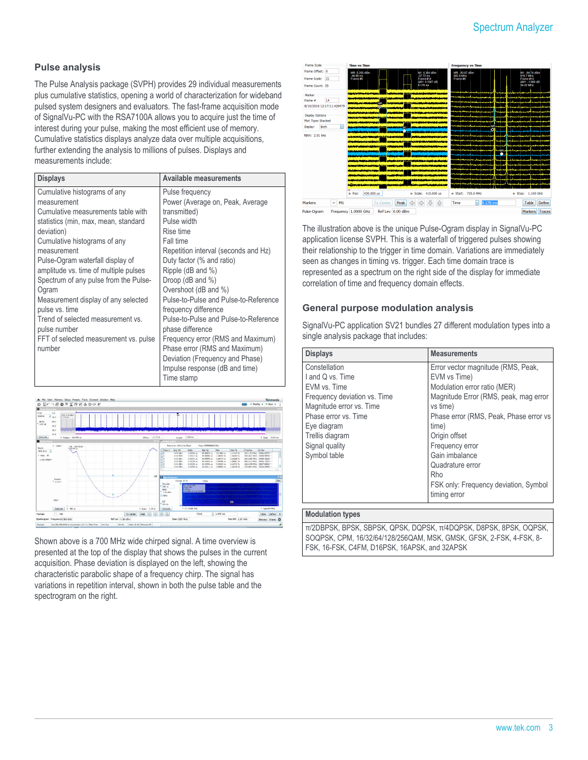## Pulse analysis

The Pulse Analysis package (SVPH) provides 29 individual measurements plus cumulative statistics, opening a world of characterization for wideband pulsed system designers and evaluators. The fast-frame acquisition mode of SignalVu-PC with the RSA7100A allows you to acquire just the time of interest during your pulse, making the most efficient use of memory. Cumulative statistics displays analyze data over multiple acquisitions, further extending the analysis to millions of pulses. Displays and measurements include:

| Displays | Available measurements |
|---|---|
| Cumulative histograms of any measurement<br>Cumulative measurements table with statistics (min, max, mean, standard deviation)<br>Cumulative histograms of any measurement<br>Pulse-Ogram waterfall display of amplitude vs. time of multiple pulses<br>Spectrum of any pulse from the Pulse-Ogram<br>Measurement display of any selected pulse vs. time<br>Trend of selected measurement vs. pulse number<br>FFT of selected measurement vs. pulse number | Pulse frequency<br>Power (Average on, Peak, Average transmitted)<br>Pulse width<br>Rise time<br>Fall time<br>Repetition interval (seconds and Hz)<br>Duty factor (% and ratio)<br>Ripple (dB and %)<br>Droop (dB and %)<br>Overshoot (dB and %)<br>Pulse-to-Pulse and Pulse-to-Reference frequency difference<br>Pulse-to-Pulse and Pulse-to-Reference phase difference<br>Frequency error (RMS and Maximum)<br>Phase error (RMS and Maximum)<br>Deviation (Frequency and Phase)<br>Impulse response (dB and time)<br>Time stamp |

Shown above is a 700 MHz wide chirped signal. A time overview is presented at the top of the display that shows the pulses in the current acquisition. Phase deviation is displayed on the left, showing the characteristic parabolic shape of a frequency chirp. The signal has variations in repetition interval, shown in both the pulse table and the spectrogram on the right.

The illustration above is the unique Pulse-Ogram display in SignalVu-PC application license SVPH. This is a waterfall of triggered pulses showing their relationship to the trigger in time domain. Variations are immediately seen as changes in timing vs. trigger. Each time domain trace is represented as a spectrum on the right side of the display for immediate correlation of time and frequency domain effects.

## General purpose modulation analysis

SignalVu-PC application SV21 bundles 27 different modulation types into a single analysis package that includes:

| Displays | Measurements |
|---|---|
| Constellation<br>I and Q vs. Time<br>EVM vs. Time<br>Frequency deviation vs. Time<br>Magnitude error vs. Time<br>Phase error vs. Time<br>Eye diagram<br>Trellis diagram<br>Signal quality<br>Symbol table | Error vector magnitude (RMS, Peak, EVM vs Time)<br>Modulation error ratio (MER)<br>Magnitude Error (RMS, peak, mag error vs time)<br>Phase error (RMS, Peak, Phase error vs time)<br>Origin offset<br>Frequency error<br>Gain imbalance<br>Quadrature error<br>Rho<br>FSK only: Frequency deviation, Symbol timing error |

| Modulation types |
|---|
| π/2DBPSK, BPSK, SBPSK, QPSK, DQPSK, π/4DQPSK, D8PSK, 8PSK, OQPSK, SOQPSK, CPM, 16/32/64/128/256QAM, MSK, GMSK, GFSK, 2-FSK, 4-FSK, 8-FSK, 16-FSK, C4FM, D16PSK, 16APSK, and 32APSK |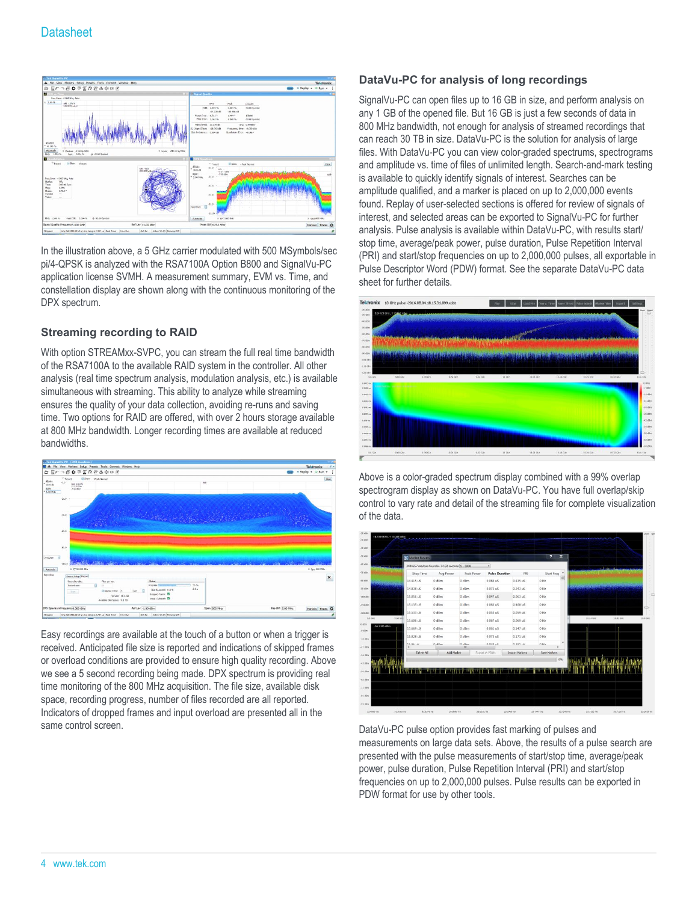In the illustration above, a 5 GHz carrier modulated with 500 MSymbols/sec pi/4-QPSK is analyzed with the RSA7100A Option B800 and SignalVu-PC application license SVMH. A measurement summary, EVM vs. Time, and constellation display are shown along with the continuous monitoring of the DPX spectrum.

## Streaming recording to RAID

With option STREAMxx-SVPC, you can stream the full real time bandwidth of the RSA7100A to the available RAID system in the controller. All other analysis (real time spectrum analysis, modulation analysis, etc.) is available simultaneous with streaming. This ability to analyze while streaming ensures the quality of your data collection, avoiding re-runs and saving time. Two options for RAID are offered, with over 2 hours storage available at 800 MHz bandwidth. Longer recording times are available at reduced bandwidths.

Easy recordings are available at the touch of a button or when a trigger is received. Anticipated file size is reported and indications of skipped frames or overload conditions are provided to ensure high quality recording. Above we see a 5 second recording being made. DPX spectrum is providing real time monitoring of the 800 MHz acquisition. The file size, available disk space, recording progress, number of files recorded are all reported. Indicators of dropped frames and input overload are presented all in the same control screen.

## DataVu-PC for analysis of long recordings

SignalVu-PC can open files up to 16 GB in size, and perform analysis on any 1 GB of the opened file. But 16 GB is just a few seconds of data in 800 MHz bandwidth, not enough for analysis of streamed recordings that can reach 30 TB in size. DataVu-PC is the solution for analysis of large files. With DataVu-PC you can view color-graded spectrums, spectrograms and amplitude vs. time of files of unlimited length. Search-and-mark testing is available to quickly identify signals of interest. Searches can be amplitude qualified, and a marker is placed on up to 2,000,000 events found. Replay of user-selected sections is offered for review of signals of interest, and selected areas can be exported to SignalVu-PC for further analysis. Pulse analysis is available within DataVu-PC, with results start/stop time, average/peak power, pulse duration, Pulse Repetition Interval (PRI) and start/stop frequencies on up to 2,000,000 pulses, all exportable in Pulse Descriptor Word (PDW) format. See the separate DataVu-PC data sheet for further details.

Above is a color-graded spectrum display combined with a 99% overlap spectrogram display as shown on DataVu-PC. You have full overlap/skip control to vary rate and detail of the streaming file for complete visualization of the data.

DataVu-PC pulse option provides fast marking of pulses and measurements on large data sets. Above, the results of a pulse search are presented with the pulse measurements of start/stop time, average/peak power, pulse duration, Pulse Repetition Interval (PRI) and start/stop frequencies on up to 2,000,000 pulses. Pulse results can be exported in PDW format for use by other tools.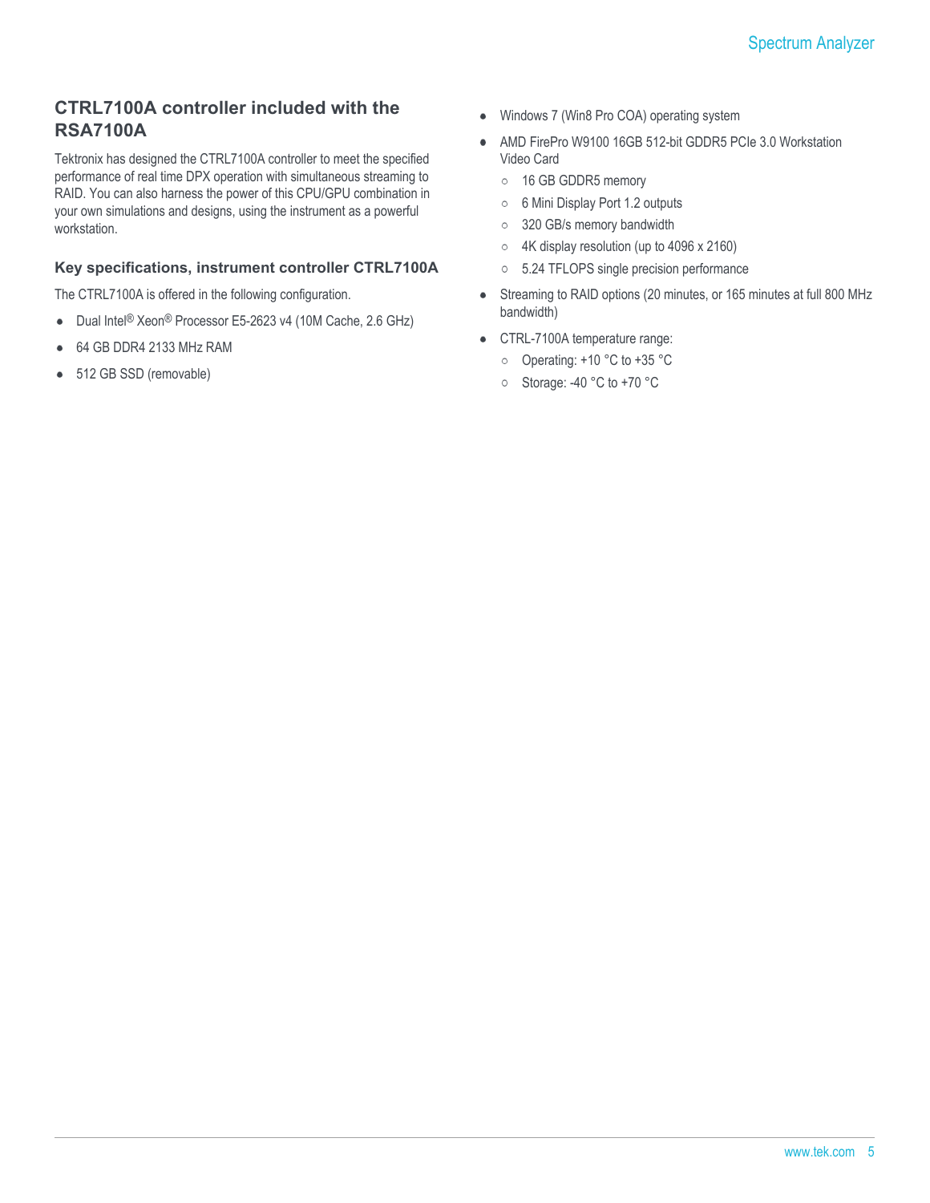## CTRL7100A controller included with the RSA7100A

Tektronix has designed the CTRL7100A controller to meet the specified performance of real time DPX operation with simultaneous streaming to RAID. You can also harness the power of this CPU/GPU combination in your own simulations and designs, using the instrument as a powerful workstation.

### Key specifications, instrument controller CTRL7100A

The CTRL7100A is offered in the following configuration.

- Dual Intel® Xeon® Processor E5-2623 v4 (10M Cache, 2.6 GHz)
- 64 GB DDR4 2133 MHz RAM
- 512 GB SSD (removable)
- Windows 7 (Win8 Pro COA) operating system
- AMD FirePro W9100 16GB 512-bit GDDR5 PCIe 3.0 Workstation Video Card
  - 16 GB GDDR5 memory
  - 6 Mini Display Port 1.2 outputs
  - 320 GB/s memory bandwidth
  - 4K display resolution (up to 4096 x 2160)
  - 5.24 TFLOPS single precision performance
- Streaming to RAID options (20 minutes, or 165 minutes at full 800 MHz bandwidth)
- CTRL-7100A temperature range:
  - Operating: +10 °C to +35 °C
  - Storage: -40 °C to +70 °C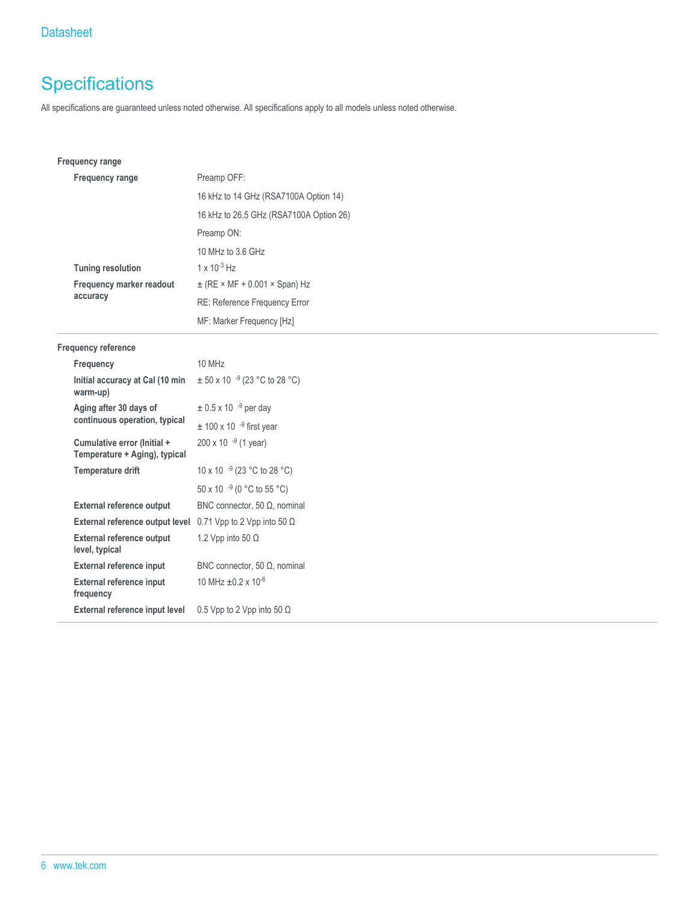# Specifications

All specifications are guaranteed unless noted otherwise. All specifications apply to all models unless noted otherwise.

## Frequency range

| | |
|---|---|
| **Frequency range** | Preamp OFF: |
| | 16 kHz to 14 GHz (RSA7100A Option 14) |
| | 16 kHz to 26.5 GHz (RSA7100A Option 26) |
| | Preamp ON: |
| | 10 MHz to 3.6 GHz |
| **Tuning resolution** | $1 \times 10^{-3}$ Hz |
| **Frequency marker readout accuracy** | ± (RE × MF + 0.001 × Span) Hz |
| | RE: Reference Frequency Error |
| | MF: Marker Frequency [Hz] |

## Frequency reference

| | |
|---|---|
| **Frequency** | 10 MHz |
| **Initial accuracy at Cal (10 min warm-up)** | $\pm 50 \times 10^{-9}$ (23 °C to 28 °C) |
| **Aging after 30 days of continuous operation, typical** | $\pm 0.5 \times 10^{-9}$ per day |
| | $\pm 100 \times 10^{-9}$ first year |
| **Cumulative error (Initial + Temperature + Aging), typical** | $200 \times 10^{-9}$ (1 year) |
| **Temperature drift** | $10 \times 10^{-9}$ (23 °C to 28 °C) |
| | $50 \times 10^{-9}$ (0 °C to 55 °C) |
| **External reference output** | BNC connector, 50 Ω, nominal |
| **External reference output level** | 0.71 Vpp to 2 Vpp into 50 Ω |
| **External reference output level, typical** | 1.2 Vpp into 50 Ω |
| **External reference input** | BNC connector, 50 Ω, nominal |
| **External reference input frequency** | 10 MHz $\pm 0.2 \times 10^{-6}$ |
| **External reference input level** | 0.5 Vpp to 2 Vpp into 50 Ω |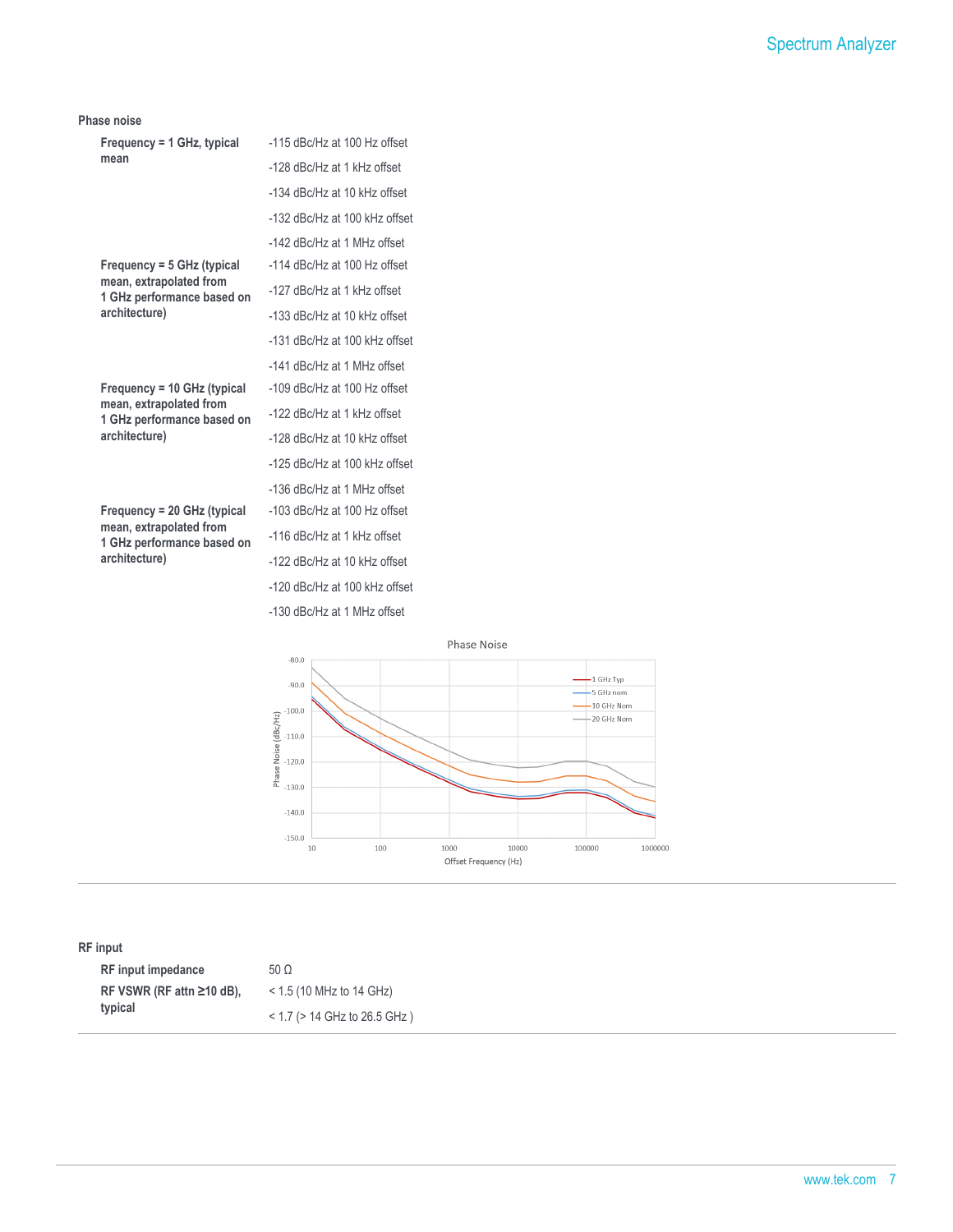## Phase noise

| | |
|---|---|
| **Frequency = 1 GHz, typical mean** | -115 dBc/Hz at 100 Hz offset |
| | -128 dBc/Hz at 1 kHz offset |
| | -134 dBc/Hz at 10 kHz offset |
| | -132 dBc/Hz at 100 kHz offset |
| | -142 dBc/Hz at 1 MHz offset |
| **Frequency = 5 GHz (typical mean, extrapolated from 1 GHz performance based on architecture)** | -114 dBc/Hz at 100 Hz offset |
| | -127 dBc/Hz at 1 kHz offset |
| | -133 dBc/Hz at 10 kHz offset |
| | -131 dBc/Hz at 100 kHz offset |
| | -141 dBc/Hz at 1 MHz offset |
| **Frequency = 10 GHz (typical mean, extrapolated from 1 GHz performance based on architecture)** | -109 dBc/Hz at 100 Hz offset |
| | -122 dBc/Hz at 1 kHz offset |
| | -128 dBc/Hz at 10 kHz offset |
| | -125 dBc/Hz at 100 kHz offset |
| | -136 dBc/Hz at 1 MHz offset |
| **Frequency = 20 GHz (typical mean, extrapolated from 1 GHz performance based on architecture)** | -103 dBc/Hz at 100 Hz offset |
| | -116 dBc/Hz at 1 kHz offset |
| | -122 dBc/Hz at 10 kHz offset |
| | -120 dBc/Hz at 100 kHz offset |
| | -130 dBc/Hz at 1 MHz offset |

Phase Noise

## RF input

| | |
|---|---|
| **RF input impedance** | 50 Ω |
| **RF VSWR (RF attn ≥10 dB), typical** | < 1.5 (10 MHz to 14 GHz) |
| | < 1.7 (> 14 GHz to 26.5 GHz ) |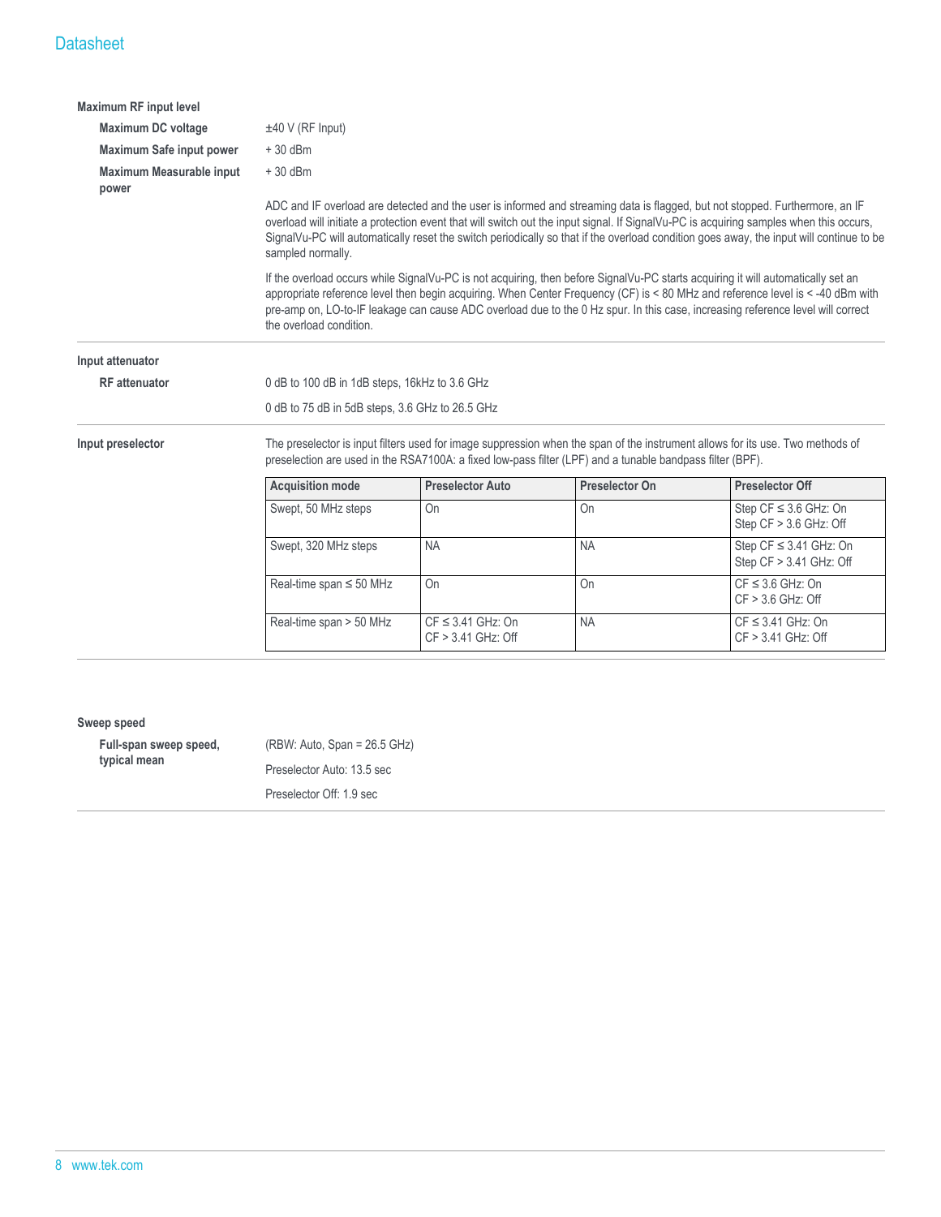### Maximum RF input level

**Maximum DC voltage**

±40 V (RF Input)

**Maximum Safe input power**

+ 30 dBm

**Maximum Measurable input power**

+ 30 dBm

ADC and IF overload are detected and the user is informed and streaming data is flagged, but not stopped. Furthermore, an IF overload will initiate a protection event that will switch out the input signal. If SignalVu-PC is acquiring samples when this occurs, SignalVu-PC will automatically reset the switch periodically so that if the overload condition goes away, the input will continue to be sampled normally.

If the overload occurs while SignalVu-PC is not acquiring, then before SignalVu-PC starts acquiring it will automatically set an appropriate reference level then begin acquiring. When Center Frequency (CF) is < 80 MHz and reference level is < -40 dBm with pre-amp on, LO-to-IF leakage can cause ADC overload due to the 0 Hz spur. In this case, increasing reference level will correct the overload condition.

### Input attenuator

**RF attenuator**

0 dB to 100 dB in 1dB steps, 16kHz to 3.6 GHz

0 dB to 75 dB in 5dB steps, 3.6 GHz to 26.5 GHz

### Input preselector

The preselector is input filters used for image suppression when the span of the instrument allows for its use. Two methods of preselection are used in the RSA7100A: a fixed low-pass filter (LPF) and a tunable bandpass filter (BPF).

| Acquisition mode | Preselector Auto | Preselector On | Preselector Off |
|---|---|---|---|
| Swept, 50 MHz steps | On | On | Step CF ≤ 3.6 GHz: On<br>Step CF > 3.6 GHz: Off |
| Swept, 320 MHz steps | NA | NA | Step CF ≤ 3.41 GHz: On<br>Step CF > 3.41 GHz: Off |
| Real-time span ≤ 50 MHz | On | On | CF ≤ 3.6 GHz: On<br>CF > 3.6 GHz: Off |
| Real-time span > 50 MHz | CF ≤ 3.41 GHz: On<br>CF > 3.41 GHz: Off | NA | CF ≤ 3.41 GHz: On<br>CF > 3.41 GHz: Off |

### Sweep speed

**Full-span sweep speed, typical mean**

(RBW: Auto, Span = 26.5 GHz)

Preselector Auto: 13.5 sec

Preselector Off: 1.9 sec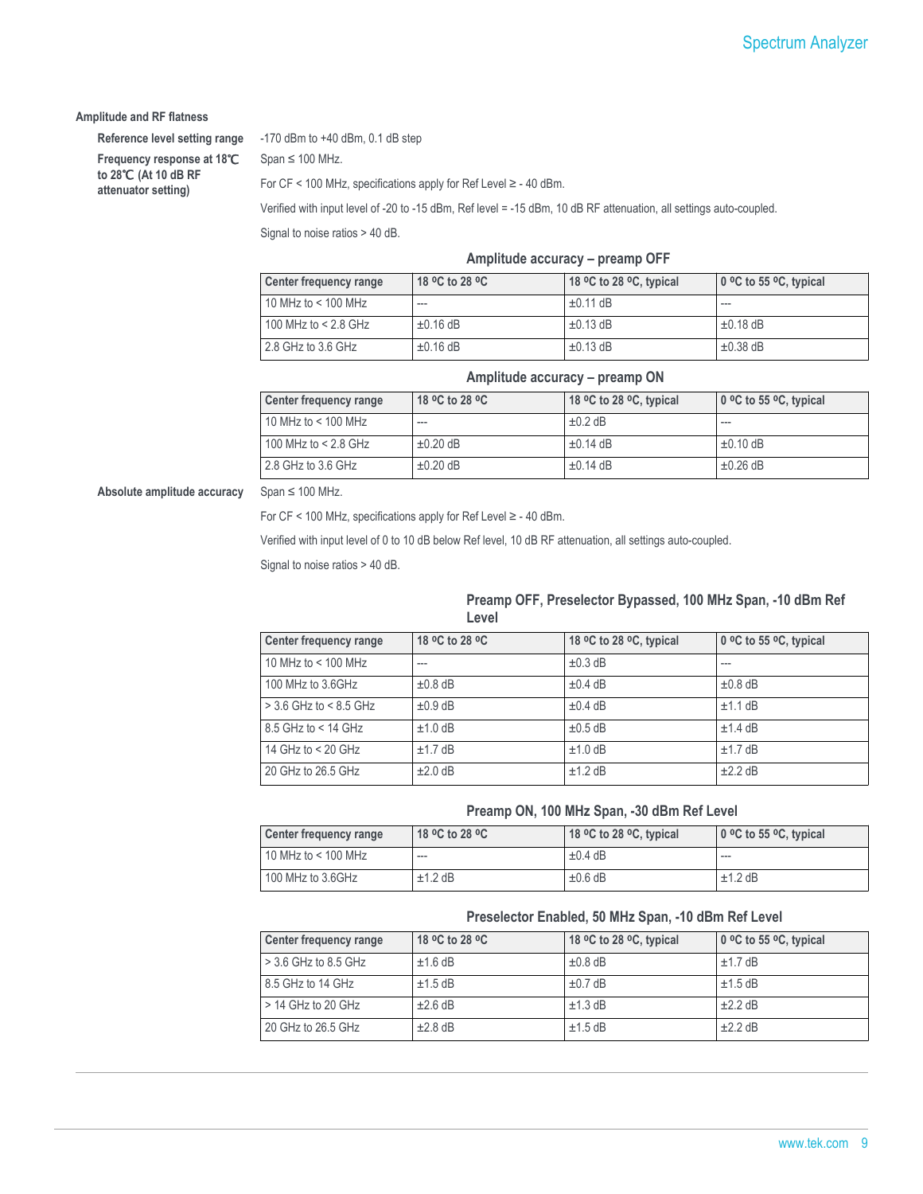## Amplitude and RF flatness

**Reference level setting range**

-170 dBm to +40 dBm, 0.1 dB step

**Frequency response at 18℃ to 28℃ (At 10 dB RF attenuator setting)**

Span ≤ 100 MHz.

For CF < 100 MHz, specifications apply for Ref Level ≥ - 40 dBm.

Verified with input level of -20 to -15 dBm, Ref level = -15 dBm, 10 dB RF attenuation, all settings auto-coupled.

Signal to noise ratios > 40 dB.

**Amplitude accuracy – preamp OFF**

| Center frequency range | 18 ºC to 28 ºC | 18 ºC to 28 ºC, typical | 0 ºC to 55 ºC, typical |
|---|---|---|---|
| 10 MHz to < 100 MHz | --- | ±0.11 dB | --- |
| 100 MHz to < 2.8 GHz | ±0.16 dB | ±0.13 dB | ±0.18 dB |
| 2.8 GHz to 3.6 GHz | ±0.16 dB | ±0.13 dB | ±0.38 dB |

**Amplitude accuracy – preamp ON**

| Center frequency range | 18 ºC to 28 ºC | 18 ºC to 28 ºC, typical | 0 ºC to 55 ºC, typical |
|---|---|---|---|
| 10 MHz to < 100 MHz | --- | ±0.2 dB | --- |
| 100 MHz to < 2.8 GHz | ±0.20 dB | ±0.14 dB | ±0.10 dB |
| 2.8 GHz to 3.6 GHz | ±0.20 dB | ±0.14 dB | ±0.26 dB |

**Absolute amplitude accuracy**

Span ≤ 100 MHz.

For CF < 100 MHz, specifications apply for Ref Level ≥ - 40 dBm.

Verified with input level of 0 to 10 dB below Ref level, 10 dB RF attenuation, all settings auto-coupled.

Signal to noise ratios > 40 dB.

**Preamp OFF, Preselector Bypassed, 100 MHz Span, -10 dBm Ref Level**

| Center frequency range | 18 ºC to 28 ºC | 18 ºC to 28 ºC, typical | 0 ºC to 55 ºC, typical |
|---|---|---|---|
| 10 MHz to < 100 MHz | --- | ±0.3 dB | --- |
| 100 MHz to 3.6GHz | ±0.8 dB | ±0.4 dB | ±0.8 dB |
| > 3.6 GHz to < 8.5 GHz | ±0.9 dB | ±0.4 dB | ±1.1 dB |
| 8.5 GHz to < 14 GHz | ±1.0 dB | ±0.5 dB | ±1.4 dB |
| 14 GHz to < 20 GHz | ±1.7 dB | ±1.0 dB | ±1.7 dB |
| 20 GHz to 26.5 GHz | ±2.0 dB | ±1.2 dB | ±2.2 dB |

**Preamp ON, 100 MHz Span, -30 dBm Ref Level**

| Center frequency range | 18 ºC to 28 ºC | 18 ºC to 28 ºC, typical | 0 ºC to 55 ºC, typical |
|---|---|---|---|
| 10 MHz to < 100 MHz | --- | ±0.4 dB | --- |
| 100 MHz to 3.6GHz | ±1.2 dB | ±0.6 dB | ±1.2 dB |

**Preselector Enabled, 50 MHz Span, -10 dBm Ref Level**

| Center frequency range | 18 ºC to 28 ºC | 18 ºC to 28 ºC, typical | 0 ºC to 55 ºC, typical |
|---|---|---|---|
| > 3.6 GHz to 8.5 GHz | ±1.6 dB | ±0.8 dB | ±1.7 dB |
| 8.5 GHz to 14 GHz | ±1.5 dB | ±0.7 dB | ±1.5 dB |
| > 14 GHz to 20 GHz | ±2.6 dB | ±1.3 dB | ±2.2 dB |
| 20 GHz to 26.5 GHz | ±2.8 dB | ±1.5 dB | ±2.2 dB |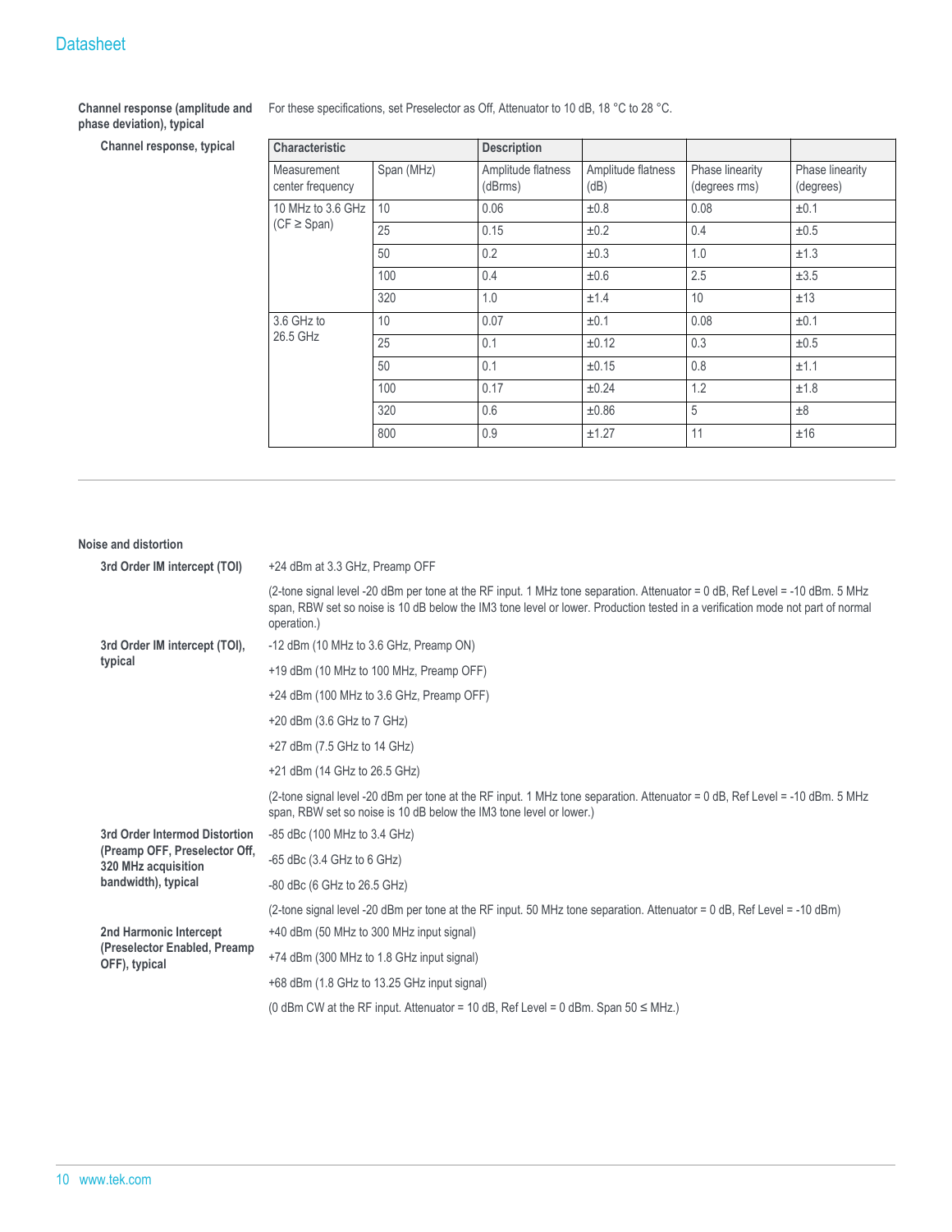**Channel response (amplitude and phase deviation), typical**

For these specifications, set Preselector as Off, Attenuator to 10 dB, 18 °C to 28 °C.

**Channel response, typical**

| Characteristic | | Description | | | |
|---|---|---|---|---|---|
| Measurement center frequency | Span (MHz) | Amplitude flatness (dBrms) | Amplitude flatness (dB) | Phase linearity (degrees rms) | Phase linearity (degrees) |
| 10 MHz to 3.6 GHz (CF ≥ Span) | 10 | 0.06 | ±0.8 | 0.08 | ±0.1 |
| | 25 | 0.15 | ±0.2 | 0.4 | ±0.5 |
| | 50 | 0.2 | ±0.3 | 1.0 | ±1.3 |
| | 100 | 0.4 | ±0.6 | 2.5 | ±3.5 |
| | 320 | 1.0 | ±1.4 | 10 | ±13 |
| 3.6 GHz to 26.5 GHz | 10 | 0.07 | ±0.1 | 0.08 | ±0.1 |
| | 25 | 0.1 | ±0.12 | 0.3 | ±0.5 |
| | 50 | 0.1 | ±0.15 | 0.8 | ±1.1 |
| | 100 | 0.17 | ±0.24 | 1.2 | ±1.8 |
| | 320 | 0.6 | ±0.86 | 5 | ±8 |
| | 800 | 0.9 | ±1.27 | 11 | ±16 |

## Noise and distortion

**3rd Order IM intercept (TOI)**

+24 dBm at 3.3 GHz, Preamp OFF

(2-tone signal level -20 dBm per tone at the RF input. 1 MHz tone separation. Attenuator = 0 dB, Ref Level = -10 dBm. 5 MHz span, RBW set so noise is 10 dB below the IM3 tone level or lower. Production tested in a verification mode not part of normal operation.)

**3rd Order IM intercept (TOI), typical**

-12 dBm (10 MHz to 3.6 GHz, Preamp ON)

+19 dBm (10 MHz to 100 MHz, Preamp OFF)

+24 dBm (100 MHz to 3.6 GHz, Preamp OFF)

+20 dBm (3.6 GHz to 7 GHz)

+27 dBm (7.5 GHz to 14 GHz)

+21 dBm (14 GHz to 26.5 GHz)

(2-tone signal level -20 dBm per tone at the RF input. 1 MHz tone separation. Attenuator = 0 dB, Ref Level = -10 dBm. 5 MHz span, RBW set so noise is 10 dB below the IM3 tone level or lower.)

**3rd Order Intermod Distortion (Preamp OFF, Preselector Off, 320 MHz acquisition bandwidth), typical**

-85 dBc (100 MHz to 3.4 GHz)

-65 dBc (3.4 GHz to 6 GHz)

-80 dBc (6 GHz to 26.5 GHz)

(2-tone signal level -20 dBm per tone at the RF input. 50 MHz tone separation. Attenuator = 0 dB, Ref Level = -10 dBm)

**2nd Harmonic Intercept (Preselector Enabled, Preamp OFF), typical**

+40 dBm (50 MHz to 300 MHz input signal)

+74 dBm (300 MHz to 1.8 GHz input signal)

+68 dBm (1.8 GHz to 13.25 GHz input signal)

(0 dBm CW at the RF input. Attenuator = 10 dB, Ref Level = 0 dBm. Span 50 ≤ MHz.)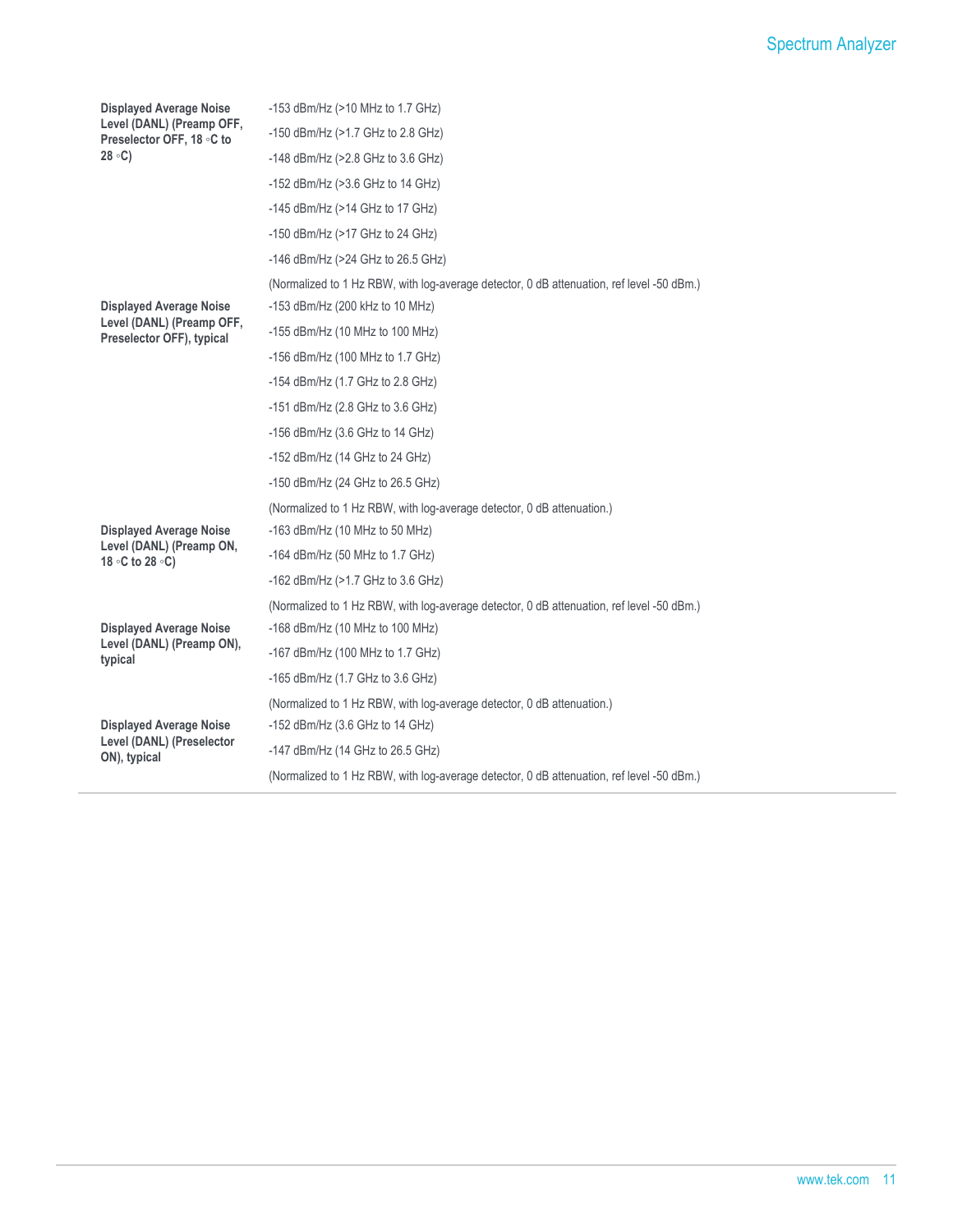| | |
|---|---|
| **Displayed Average Noise Level (DANL) (Preamp OFF, Preselector OFF, 18 ◦C to 28 ◦C)** | -153 dBm/Hz (>10 MHz to 1.7 GHz) |
| | -150 dBm/Hz (>1.7 GHz to 2.8 GHz) |
| | -148 dBm/Hz (>2.8 GHz to 3.6 GHz) |
| | -152 dBm/Hz (>3.6 GHz to 14 GHz) |
| | -145 dBm/Hz (>14 GHz to 17 GHz) |
| | -150 dBm/Hz (>17 GHz to 24 GHz) |
| | -146 dBm/Hz (>24 GHz to 26.5 GHz) |
| | (Normalized to 1 Hz RBW, with log-average detector, 0 dB attenuation, ref level -50 dBm.) |
| **Displayed Average Noise Level (DANL) (Preamp OFF, Preselector OFF), typical** | -153 dBm/Hz (200 kHz to 10 MHz) |
| | -155 dBm/Hz (10 MHz to 100 MHz) |
| | -156 dBm/Hz (100 MHz to 1.7 GHz) |
| | -154 dBm/Hz (1.7 GHz to 2.8 GHz) |
| | -151 dBm/Hz (2.8 GHz to 3.6 GHz) |
| | -156 dBm/Hz (3.6 GHz to 14 GHz) |
| | -152 dBm/Hz (14 GHz to 24 GHz) |
| | -150 dBm/Hz (24 GHz to 26.5 GHz) |
| | (Normalized to 1 Hz RBW, with log-average detector, 0 dB attenuation.) |
| **Displayed Average Noise Level (DANL) (Preamp ON, 18 ◦C to 28 ◦C)** | -163 dBm/Hz (10 MHz to 50 MHz) |
| | -164 dBm/Hz (50 MHz to 1.7 GHz) |
| | -162 dBm/Hz (>1.7 GHz to 3.6 GHz) |
| | (Normalized to 1 Hz RBW, with log-average detector, 0 dB attenuation, ref level -50 dBm.) |
| **Displayed Average Noise Level (DANL) (Preamp ON), typical** | -168 dBm/Hz (10 MHz to 100 MHz) |
| | -167 dBm/Hz (100 MHz to 1.7 GHz) |
| | -165 dBm/Hz (1.7 GHz to 3.6 GHz) |
| | (Normalized to 1 Hz RBW, with log-average detector, 0 dB attenuation.) |
| **Displayed Average Noise Level (DANL) (Preselector ON), typical** | -152 dBm/Hz (3.6 GHz to 14 GHz) |
| | -147 dBm/Hz (14 GHz to 26.5 GHz) |
| | (Normalized to 1 Hz RBW, with log-average detector, 0 dB attenuation, ref level -50 dBm.) |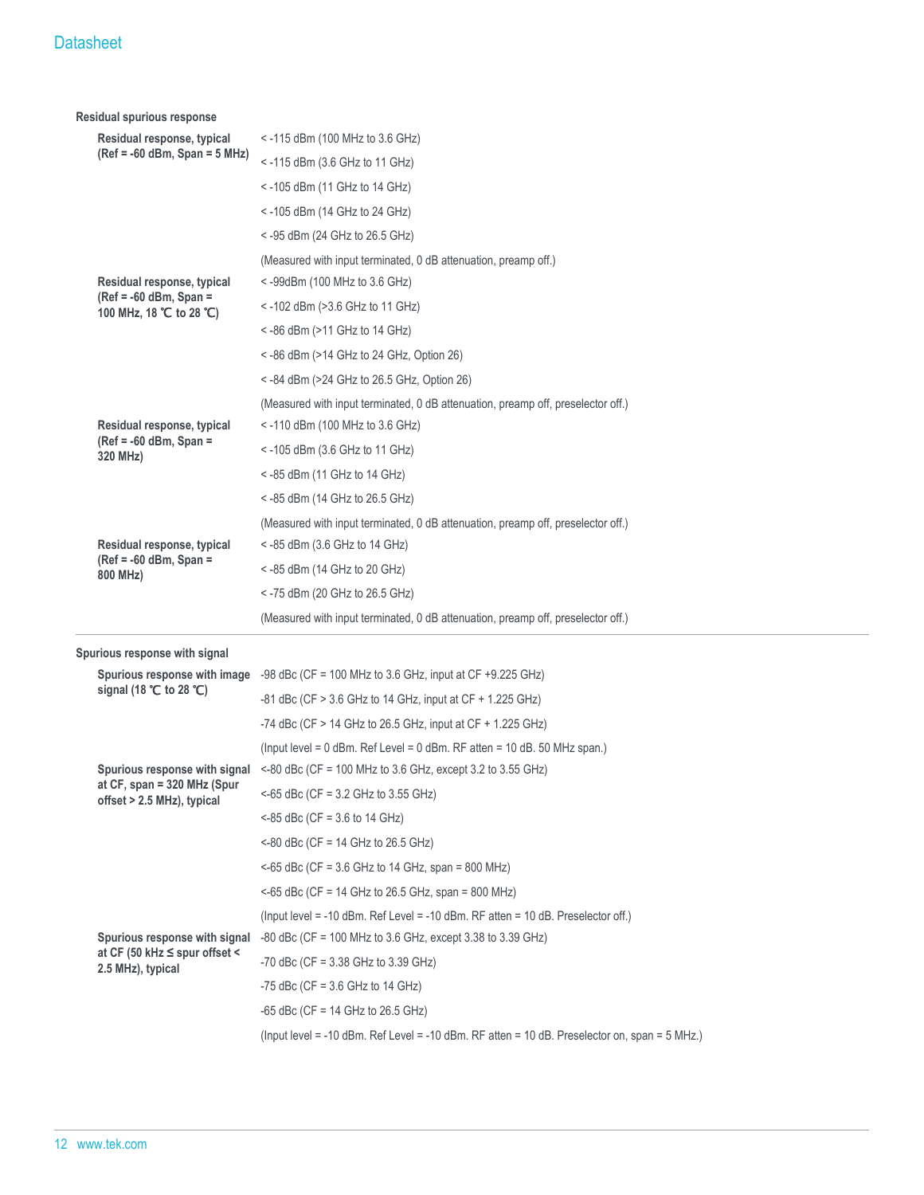### Residual spurious response

| | |
|---|---|
| **Residual response, typical (Ref = -60 dBm, Span = 5 MHz)** | < -115 dBm (100 MHz to 3.6 GHz) |
| | < -115 dBm (3.6 GHz to 11 GHz) |
| | < -105 dBm (11 GHz to 14 GHz) |
| | < -105 dBm (14 GHz to 24 GHz) |
| | < -95 dBm (24 GHz to 26.5 GHz) |
| | (Measured with input terminated, 0 dB attenuation, preamp off.) |
| **Residual response, typical (Ref = -60 dBm, Span = 100 MHz, 18 ℃ to 28 ℃)** | < -99dBm (100 MHz to 3.6 GHz) |
| | < -102 dBm (>3.6 GHz to 11 GHz) |
| | < -86 dBm (>11 GHz to 14 GHz) |
| | < -86 dBm (>14 GHz to 24 GHz, Option 26) |
| | < -84 dBm (>24 GHz to 26.5 GHz, Option 26) |
| | (Measured with input terminated, 0 dB attenuation, preamp off, preselector off.) |
| **Residual response, typical (Ref = -60 dBm, Span = 320 MHz)** | < -110 dBm (100 MHz to 3.6 GHz) |
| | < -105 dBm (3.6 GHz to 11 GHz) |
| | < -85 dBm (11 GHz to 14 GHz) |
| | < -85 dBm (14 GHz to 26.5 GHz) |
| | (Measured with input terminated, 0 dB attenuation, preamp off, preselector off.) |
| **Residual response, typical (Ref = -60 dBm, Span = 800 MHz)** | < -85 dBm (3.6 GHz to 14 GHz) |
| | < -85 dBm (14 GHz to 20 GHz) |
| | < -75 dBm (20 GHz to 26.5 GHz) |
| | (Measured with input terminated, 0 dB attenuation, preamp off, preselector off.) |

### Spurious response with signal

| | |
|---|---|
| **Spurious response with image signal (18 ℃ to 28 ℃)** | -98 dBc (CF = 100 MHz to 3.6 GHz, input at CF +9.225 GHz) |
| | -81 dBc (CF > 3.6 GHz to 14 GHz, input at CF + 1.225 GHz) |
| | -74 dBc (CF > 14 GHz to 26.5 GHz, input at CF + 1.225 GHz) |
| | (Input level = 0 dBm. Ref Level = 0 dBm. RF atten = 10 dB. 50 MHz span.) |
| **Spurious response with signal at CF, span = 320 MHz (Spur offset > 2.5 MHz), typical** | <-80 dBc (CF = 100 MHz to 3.6 GHz, except 3.2 to 3.55 GHz) |
| | <-65 dBc (CF = 3.2 GHz to 3.55 GHz) |
| | <-85 dBc (CF = 3.6 to 14 GHz) |
| | <-80 dBc (CF = 14 GHz to 26.5 GHz) |
| | <-65 dBc (CF = 3.6 GHz to 14 GHz, span = 800 MHz) |
| | <-65 dBc (CF = 14 GHz to 26.5 GHz, span = 800 MHz) |
| | (Input level = -10 dBm. Ref Level = -10 dBm. RF atten = 10 dB. Preselector off.) |
| **Spurious response with signal at CF (50 kHz ≤ spur offset < 2.5 MHz), typical** | -80 dBc (CF = 100 MHz to 3.6 GHz, except 3.38 to 3.39 GHz) |
| | -70 dBc (CF = 3.38 GHz to 3.39 GHz) |
| | -75 dBc (CF = 3.6 GHz to 14 GHz) |
| | -65 dBc (CF = 14 GHz to 26.5 GHz) |
| | (Input level = -10 dBm. Ref Level = -10 dBm. RF atten = 10 dB. Preselector on, span = 5 MHz.) |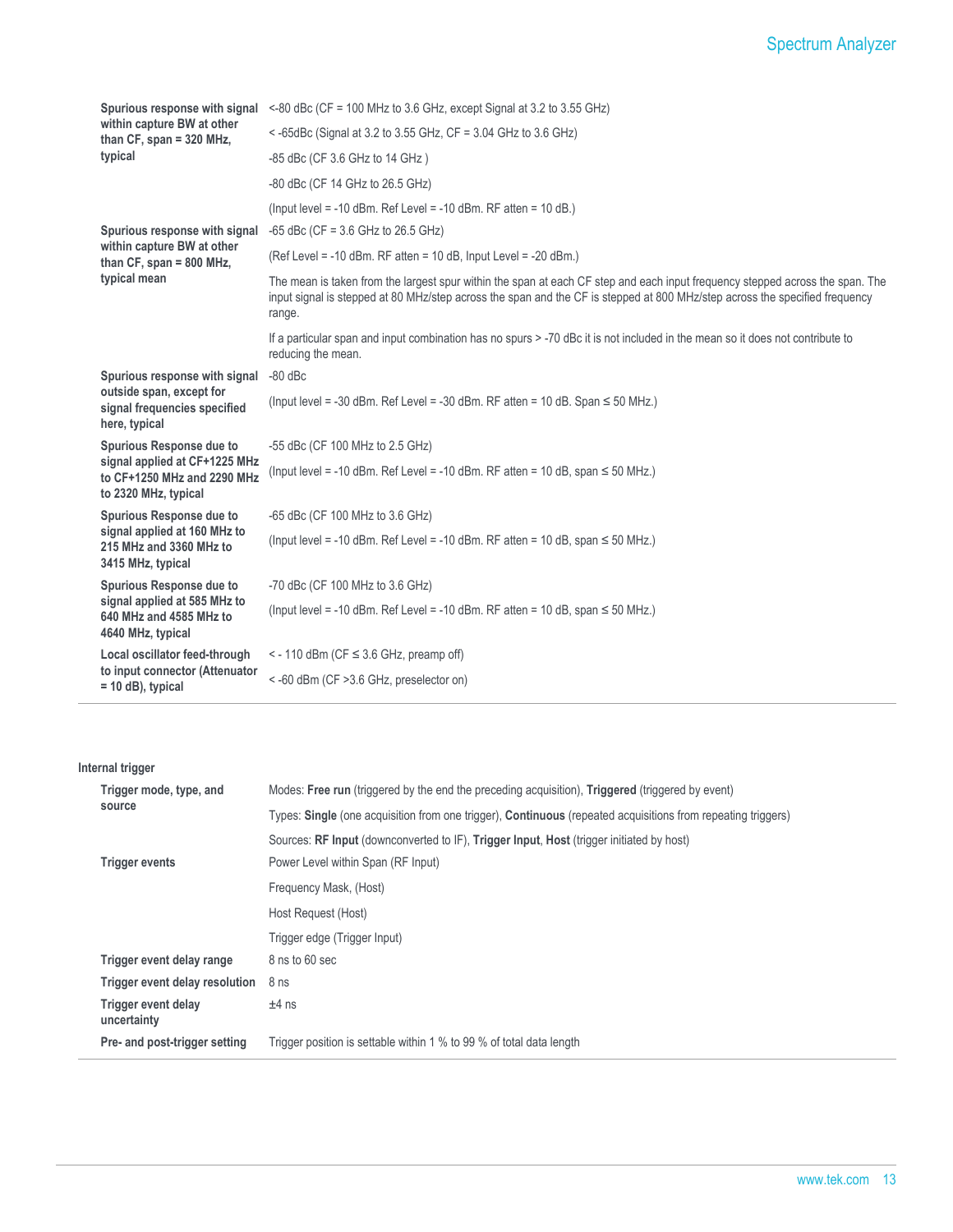| | |
|---|---|
| **Spurious response with signal within capture BW at other than CF, span = 320 MHz, typical** | <-80 dBc (CF = 100 MHz to 3.6 GHz, except Signal at 3.2 to 3.55 GHz) |
| | < -65dBc (Signal at 3.2 to 3.55 GHz, CF = 3.04 GHz to 3.6 GHz) |
| | -85 dBc (CF 3.6 GHz to 14 GHz ) |
| | -80 dBc (CF 14 GHz to 26.5 GHz) |
| | (Input level = -10 dBm. Ref Level = -10 dBm. RF atten = 10 dB.) |
| **Spurious response with signal within capture BW at other than CF, span = 800 MHz, typical mean** | -65 dBc (CF = 3.6 GHz to 26.5 GHz) |
| | (Ref Level = -10 dBm. RF atten = 10 dB, Input Level = -20 dBm.) |
| | The mean is taken from the largest spur within the span at each CF step and each input frequency stepped across the span. The input signal is stepped at 80 MHz/step across the span and the CF is stepped at 800 MHz/step across the specified frequency range. |
| | If a particular span and input combination has no spurs > -70 dBc it is not included in the mean so it does not contribute to reducing the mean. |
| **Spurious response with signal outside span, except for signal frequencies specified here, typical** | -80 dBc |
| | (Input level = -30 dBm. Ref Level = -30 dBm. RF atten = 10 dB. Span ≤ 50 MHz.) |
| **Spurious Response due to signal applied at CF+1225 MHz to CF+1250 MHz and 2290 MHz to 2320 MHz, typical** | -55 dBc (CF 100 MHz to 2.5 GHz) |
| | (Input level = -10 dBm. Ref Level = -10 dBm. RF atten = 10 dB, span ≤ 50 MHz.) |
| **Spurious Response due to signal applied at 160 MHz to 215 MHz and 3360 MHz to 3415 MHz, typical** | -65 dBc (CF 100 MHz to 3.6 GHz) |
| | (Input level = -10 dBm. Ref Level = -10 dBm. RF atten = 10 dB, span ≤ 50 MHz.) |
| **Spurious Response due to signal applied at 585 MHz to 640 MHz and 4585 MHz to 4640 MHz, typical** | -70 dBc (CF 100 MHz to 3.6 GHz) |
| | (Input level = -10 dBm. Ref Level = -10 dBm. RF atten = 10 dB, span ≤ 50 MHz.) |
| **Local oscillator feed-through to input connector (Attenuator = 10 dB), typical** | < - 110 dBm (CF ≤ 3.6 GHz, preamp off) |
| | < -60 dBm (CF >3.6 GHz, preselector on) |

## Internal trigger

| | |
|---|---|
| **Trigger mode, type, and source** | Modes: **Free run** (triggered by the end the preceding acquisition), **Triggered** (triggered by event) |
| | Types: **Single** (one acquisition from one trigger), **Continuous** (repeated acquisitions from repeating triggers) |
| | Sources: **RF Input** (downconverted to IF), **Trigger Input**, **Host** (trigger initiated by host) |
| **Trigger events** | Power Level within Span (RF Input) |
| | Frequency Mask, (Host) |
| | Host Request (Host) |
| | Trigger edge (Trigger Input) |
| **Trigger event delay range** | 8 ns to 60 sec |
| **Trigger event delay resolution** | 8 ns |
| **Trigger event delay uncertainty** | ±4 ns |
| **Pre- and post-trigger setting** | Trigger position is settable within 1 % to 99 % of total data length |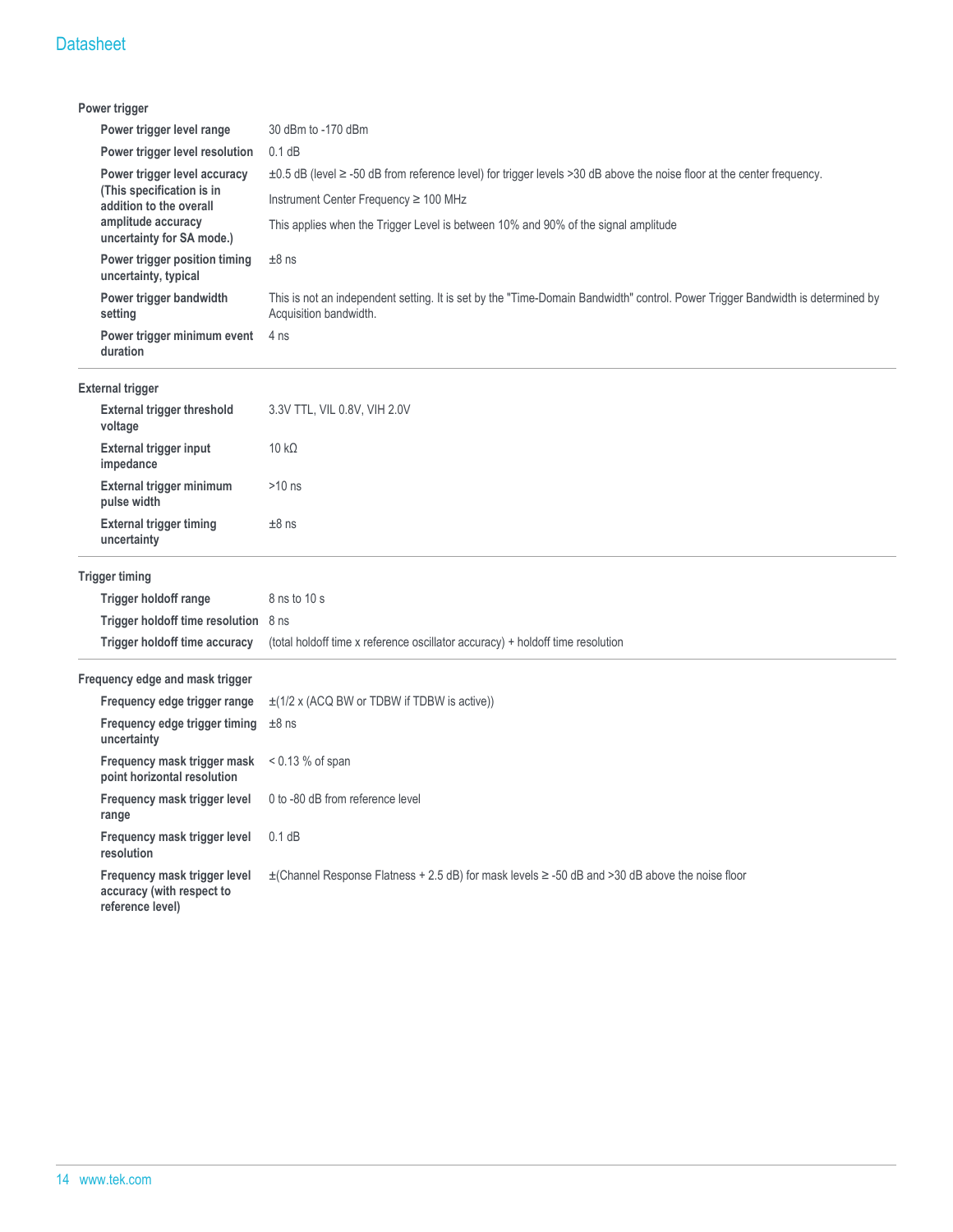### Power trigger

| | |
|---|---|
| **Power trigger level range** | 30 dBm to -170 dBm |
| **Power trigger level resolution** | 0.1 dB |
| **Power trigger level accuracy (This specification is in addition to the overall amplitude accuracy uncertainty for SA mode.)** | ±0.5 dB (level ≥ -50 dB from reference level) for trigger levels >30 dB above the noise floor at the center frequency.<br>Instrument Center Frequency ≥ 100 MHz<br>This applies when the Trigger Level is between 10% and 90% of the signal amplitude |
| **Power trigger position timing uncertainty, typical** | ±8 ns |
| **Power trigger bandwidth setting** | This is not an independent setting. It is set by the "Time-Domain Bandwidth" control. Power Trigger Bandwidth is determined by Acquisition bandwidth. |
| **Power trigger minimum event duration** | 4 ns |

### External trigger

| | |
|---|---|
| **External trigger threshold voltage** | 3.3V TTL, VIL 0.8V, VIH 2.0V |
| **External trigger input impedance** | 10 kΩ |
| **External trigger minimum pulse width** | >10 ns |
| **External trigger timing uncertainty** | ±8 ns |

### Trigger timing

| | |
|---|---|
| **Trigger holdoff range** | 8 ns to 10 s |
| **Trigger holdoff time resolution** | 8 ns |
| **Trigger holdoff time accuracy** | (total holdoff time x reference oscillator accuracy) + holdoff time resolution |

### Frequency edge and mask trigger

| | |
|---|---|
| **Frequency edge trigger range** | ±(1/2 x (ACQ BW or TDBW if TDBW is active)) |
| **Frequency edge trigger timing uncertainty** | ±8 ns |
| **Frequency mask trigger mask point horizontal resolution** | < 0.13 % of span |
| **Frequency mask trigger level range** | 0 to -80 dB from reference level |
| **Frequency mask trigger level resolution** | 0.1 dB |
| **Frequency mask trigger level accuracy (with respect to reference level)** | ±(Channel Response Flatness + 2.5 dB) for mask levels ≥ -50 dB and >30 dB above the noise floor |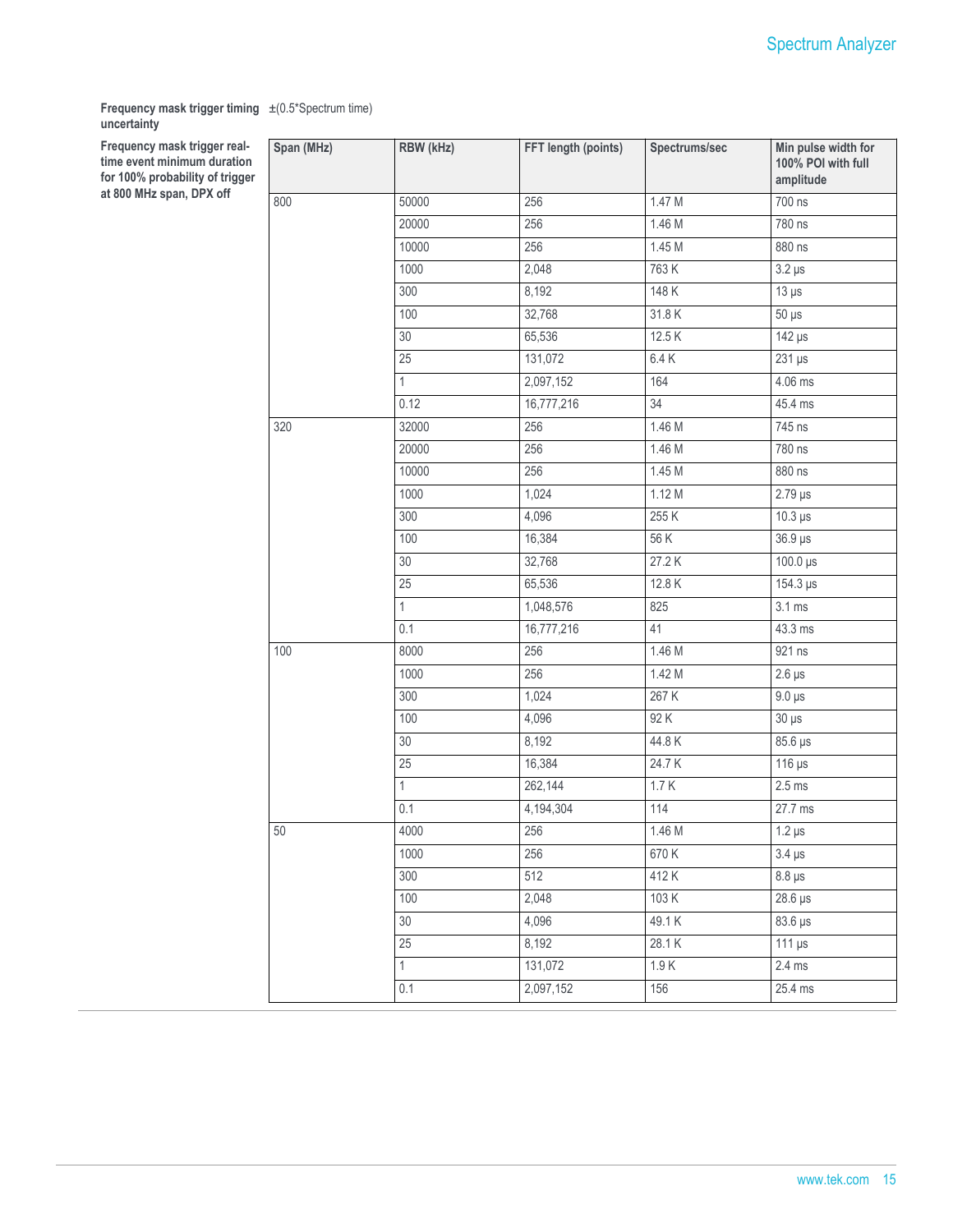**Frequency mask trigger timing uncertainty**

±(0.5*Spectrum time)

**Frequency mask trigger real-time event minimum duration for 100% probability of trigger at 800 MHz span, DPX off**

| Span (MHz) | RBW (kHz) | FFT length (points) | Spectrums/sec | Min pulse width for 100% POI with full amplitude |
|---|---|---|---|---|
| 800 | 50000 | 256 | 1.47 M | 700 ns |
| | 20000 | 256 | 1.46 M | 780 ns |
| | 10000 | 256 | 1.45 M | 880 ns |
| | 1000 | 2,048 | 763 K | 3.2 µs |
| | 300 | 8,192 | 148 K | 13 µs |
| | 100 | 32,768 | 31.8 K | 50 µs |
| | 30 | 65,536 | 12.5 K | 142 µs |
| | 25 | 131,072 | 6.4 K | 231 µs |
| | 1 | 2,097,152 | 164 | 4.06 ms |
| | 0.12 | 16,777,216 | 34 | 45.4 ms |
| 320 | 32000 | 256 | 1.46 M | 745 ns |
| | 20000 | 256 | 1.46 M | 780 ns |
| | 10000 | 256 | 1.45 M | 880 ns |
| | 1000 | 1,024 | 1.12 M | 2.79 µs |
| | 300 | 4,096 | 255 K | 10.3 µs |
| | 100 | 16,384 | 56 K | 36.9 µs |
| | 30 | 32,768 | 27.2 K | 100.0 µs |
| | 25 | 65,536 | 12.8 K | 154.3 µs |
| | 1 | 1,048,576 | 825 | 3.1 ms |
| | 0.1 | 16,777,216 | 41 | 43.3 ms |
| 100 | 8000 | 256 | 1.46 M | 921 ns |
| | 1000 | 256 | 1.42 M | 2.6 µs |
| | 300 | 1,024 | 267 K | 9.0 µs |
| | 100 | 4,096 | 92 K | 30 µs |
| | 30 | 8,192 | 44.8 K | 85.6 µs |
| | 25 | 16,384 | 24.7 K | 116 µs |
| | 1 | 262,144 | 1.7 K | 2.5 ms |
| | 0.1 | 4,194,304 | 114 | 27.7 ms |
| 50 | 4000 | 256 | 1.46 M | 1.2 µs |
| | 1000 | 256 | 670 K | 3.4 µs |
| | 300 | 512 | 412 K | 8.8 µs |
| | 100 | 2,048 | 103 K | 28.6 µs |
| | 30 | 4,096 | 49.1 K | 83.6 µs |
| | 25 | 8,192 | 28.1 K | 111 µs |
| | 1 | 131,072 | 1.9 K | 2.4 ms |
| | 0.1 | 2,097,152 | 156 | 25.4 ms |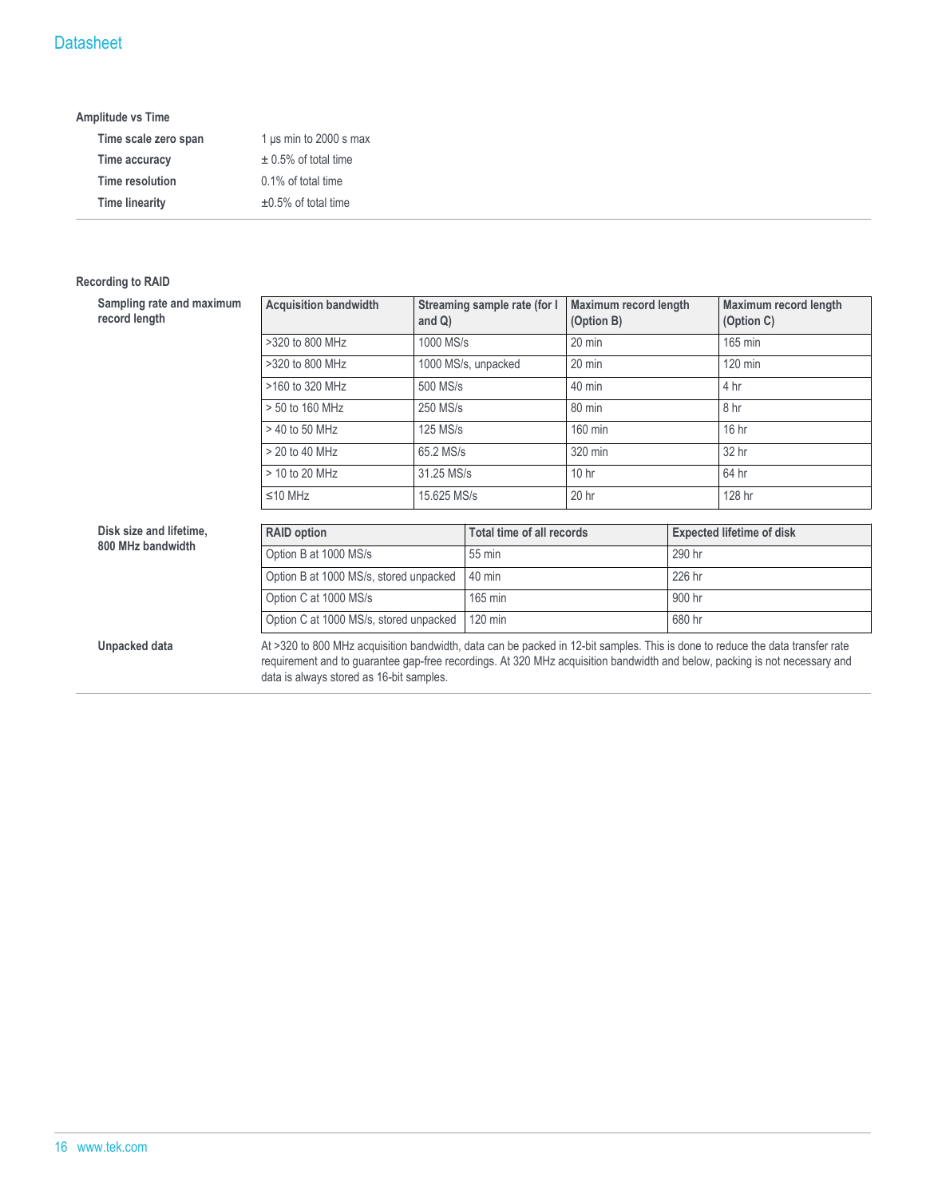### Amplitude vs Time

| | |
|---|---|
| **Time scale zero span** | 1 μs min to 2000 s max |
| **Time accuracy** | ± 0.5% of total time |
| **Time resolution** | 0.1% of total time |
| **Time linearity** | ±0.5% of total time |

### Recording to RAID

**Sampling rate and maximum record length**

| Acquisition bandwidth | Streaming sample rate (for I and Q) | Maximum record length (Option B) | Maximum record length (Option C) |
|---|---|---|---|
| >320 to 800 MHz | 1000 MS/s | 20 min | 165 min |
| >320 to 800 MHz | 1000 MS/s, unpacked | 20 min | 120 min |
| >160 to 320 MHz | 500 MS/s | 40 min | 4 hr |
| > 50 to 160 MHz | 250 MS/s | 80 min | 8 hr |
| > 40 to 50 MHz | 125 MS/s | 160 min | 16 hr |
| > 20 to 40 MHz | 65.2 MS/s | 320 min | 32 hr |
| > 10 to 20 MHz | 31.25 MS/s | 10 hr | 64 hr |
| ≤10 MHz | 15.625 MS/s | 20 hr | 128 hr |

**Disk size and lifetime, 800 MHz bandwidth**

| RAID option | Total time of all records | Expected lifetime of disk |
|---|---|---|
| Option B at 1000 MS/s | 55 min | 290 hr |
| Option B at 1000 MS/s, stored unpacked | 40 min | 226 hr |
| Option C at 1000 MS/s | 165 min | 900 hr |
| Option C at 1000 MS/s, stored unpacked | 120 min | 680 hr |

**Unpacked data**

At >320 to 800 MHz acquisition bandwidth, data can be packed in 12-bit samples. This is done to reduce the data transfer rate requirement and to guarantee gap-free recordings. At 320 MHz acquisition bandwidth and below, packing is not necessary and data is always stored as 16-bit samples.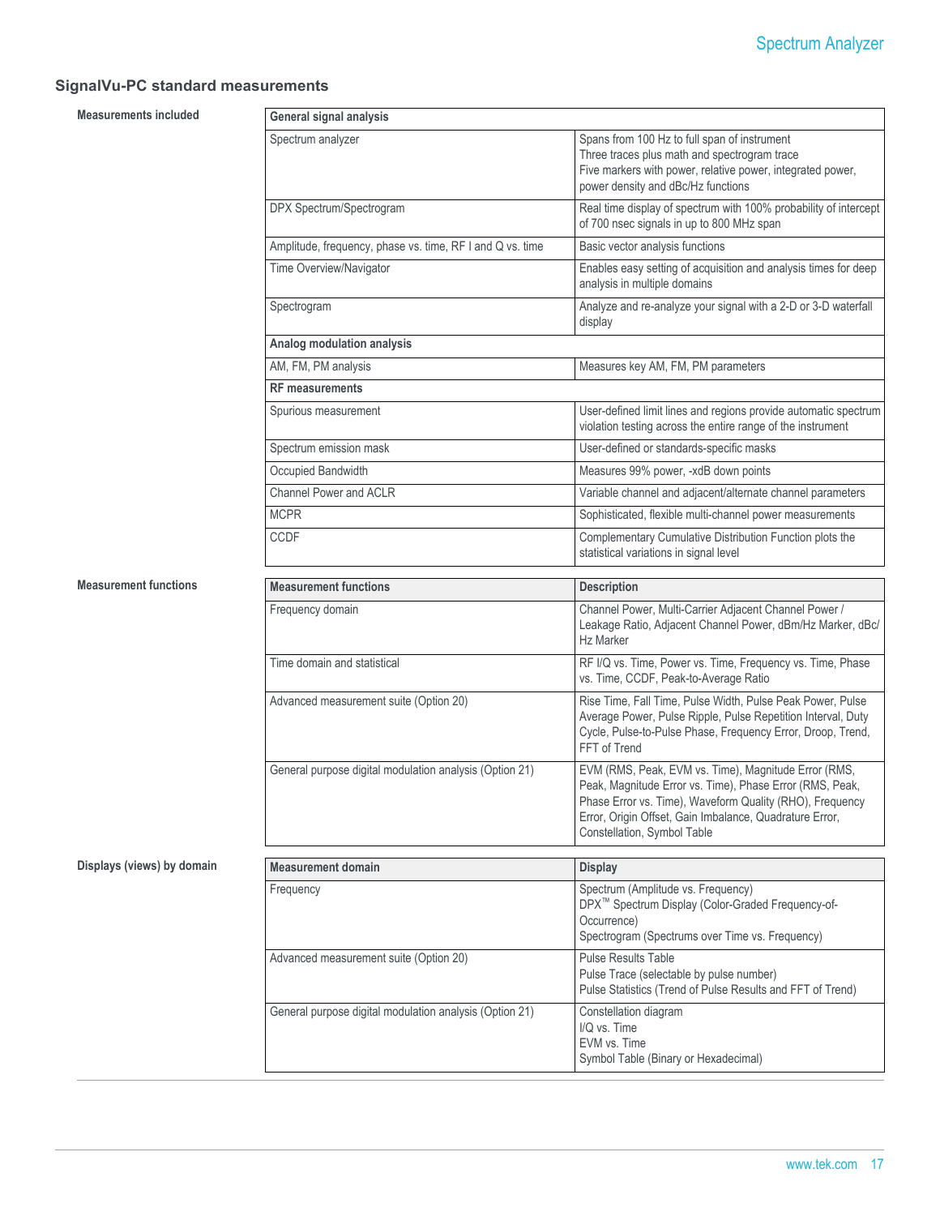## SignalVu-PC standard measurements

**Measurements included**

| General signal analysis | |
|---|---|
| Spectrum analyzer | Spans from 100 Hz to full span of instrument<br>Three traces plus math and spectrogram trace<br>Five markers with power, relative power, integrated power, power density and dBc/Hz functions |
| DPX Spectrum/Spectrogram | Real time display of spectrum with 100% probability of intercept of 700 nsec signals in up to 800 MHz span |
| Amplitude, frequency, phase vs. time, RF I and Q vs. time | Basic vector analysis functions |
| Time Overview/Navigator | Enables easy setting of acquisition and analysis times for deep analysis in multiple domains |
| Spectrogram | Analyze and re-analyze your signal with a 2-D or 3-D waterfall display |
| **Analog modulation analysis** | |
| AM, FM, PM analysis | Measures key AM, FM, PM parameters |
| **RF measurements** | |
| Spurious measurement | User-defined limit lines and regions provide automatic spectrum violation testing across the entire range of the instrument |
| Spectrum emission mask | User-defined or standards-specific masks |
| Occupied Bandwidth | Measures 99% power, -xdB down points |
| Channel Power and ACLR | Variable channel and adjacent/alternate channel parameters |
| MCPR | Sophisticated, flexible multi-channel power measurements |
| CCDF | Complementary Cumulative Distribution Function plots the statistical variations in signal level |

**Measurement functions**

| Measurement functions | Description |
|---|---|
| Frequency domain | Channel Power, Multi-Carrier Adjacent Channel Power / Leakage Ratio, Adjacent Channel Power, dBm/Hz Marker, dBc/Hz Marker |
| Time domain and statistical | RF I/Q vs. Time, Power vs. Time, Frequency vs. Time, Phase vs. Time, CCDF, Peak-to-Average Ratio |
| Advanced measurement suite (Option 20) | Rise Time, Fall Time, Pulse Width, Pulse Peak Power, Pulse Average Power, Pulse Ripple, Pulse Repetition Interval, Duty Cycle, Pulse-to-Pulse Phase, Frequency Error, Droop, Trend, FFT of Trend |
| General purpose digital modulation analysis (Option 21) | EVM (RMS, Peak, EVM vs. Time), Magnitude Error (RMS, Peak, Magnitude Error vs. Time), Phase Error (RMS, Peak, Phase Error vs. Time), Waveform Quality (RHO), Frequency Error, Origin Offset, Gain Imbalance, Quadrature Error, Constellation, Symbol Table |

**Displays (views) by domain**

| Measurement domain | Display |
|---|---|
| Frequency | Spectrum (Amplitude vs. Frequency)<br>DPX™ Spectrum Display (Color-Graded Frequency-of-Occurrence)<br>Spectrogram (Spectrums over Time vs. Frequency) |
| Advanced measurement suite (Option 20) | Pulse Results Table<br>Pulse Trace (selectable by pulse number)<br>Pulse Statistics (Trend of Pulse Results and FFT of Trend) |
| General purpose digital modulation analysis (Option 21) | Constellation diagram<br>I/Q vs. Time<br>EVM vs. Time<br>Symbol Table (Binary or Hexadecimal) |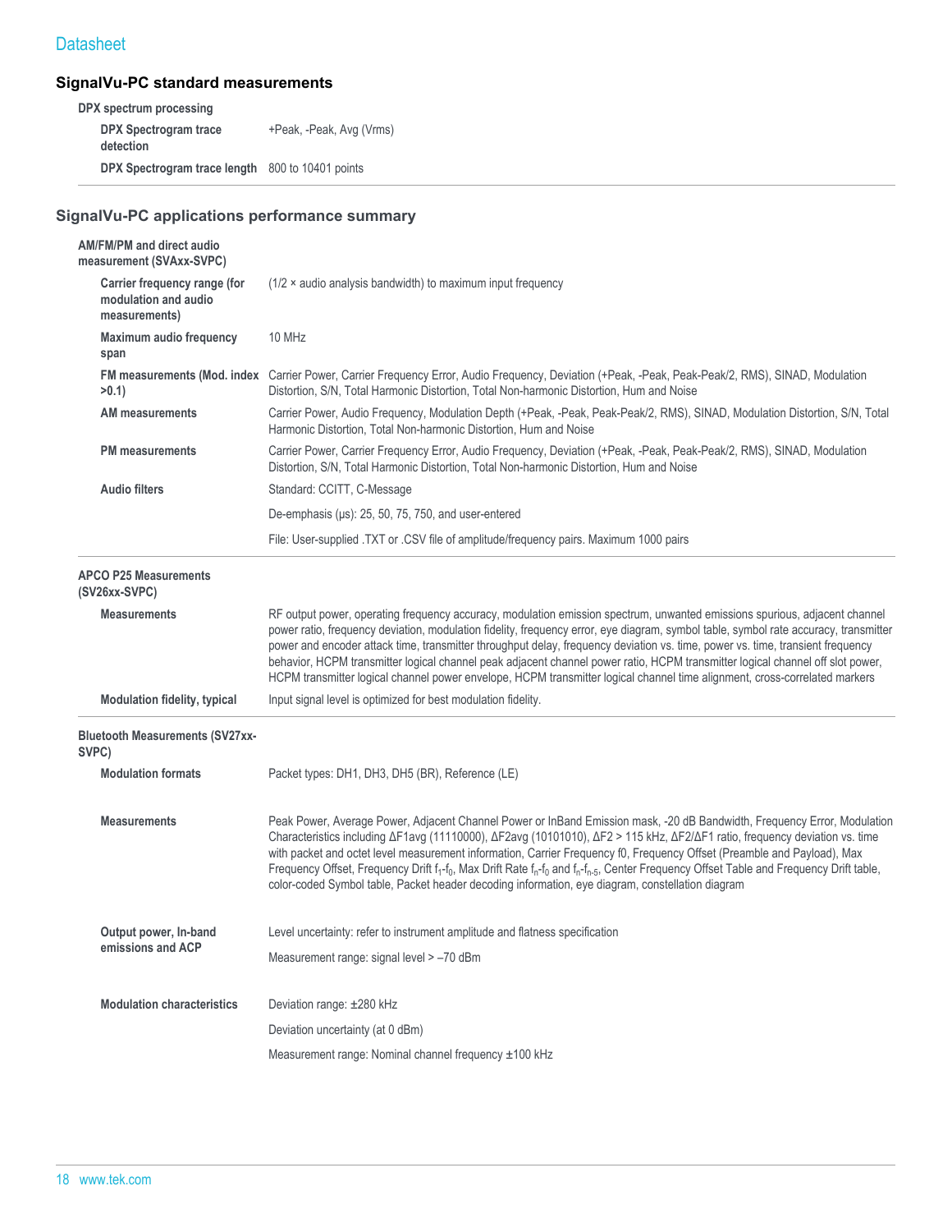## SignalVu-PC standard measurements

| DPX spectrum processing | |
|---|---|
| **DPX Spectrogram trace detection** | +Peak, -Peak, Avg (Vrms) |
| **DPX Spectrogram trace length** | 800 to 10401 points |

## SignalVu-PC applications performance summary

| AM/FM/PM and direct audio measurement (SVAxx-SVPC) | |
|---|---|
| **Carrier frequency range (for modulation and audio measurements)** | (1/2 × audio analysis bandwidth) to maximum input frequency |
| **Maximum audio frequency span** | 10 MHz |
| **FM measurements (Mod. index >0.1)** | Carrier Power, Carrier Frequency Error, Audio Frequency, Deviation (+Peak, -Peak, Peak-Peak/2, RMS), SINAD, Modulation Distortion, S/N, Total Harmonic Distortion, Total Non-harmonic Distortion, Hum and Noise |
| **AM measurements** | Carrier Power, Audio Frequency, Modulation Depth (+Peak, -Peak, Peak-Peak/2, RMS), SINAD, Modulation Distortion, S/N, Total Harmonic Distortion, Total Non-harmonic Distortion, Hum and Noise |
| **PM measurements** | Carrier Power, Carrier Frequency Error, Audio Frequency, Deviation (+Peak, -Peak, Peak-Peak/2, RMS), SINAD, Modulation Distortion, S/N, Total Harmonic Distortion, Total Non-harmonic Distortion, Hum and Noise |
| **Audio filters** | Standard: CCITT, C-Message |
| | De-emphasis (μs): 25, 50, 75, 750, and user-entered |
| | File: User-supplied .TXT or .CSV file of amplitude/frequency pairs. Maximum 1000 pairs |

| APCO P25 Measurements (SV26xx-SVPC) | |
|---|---|
| **Measurements** | RF output power, operating frequency accuracy, modulation emission spectrum, unwanted emissions spurious, adjacent channel power ratio, frequency deviation, modulation fidelity, frequency error, eye diagram, symbol table, symbol rate accuracy, transmitter power and encoder attack time, transmitter throughput delay, frequency deviation vs. time, power vs. time, transient frequency behavior, HCPM transmitter logical channel peak adjacent channel power ratio, HCPM transmitter logical channel off slot power, HCPM transmitter logical channel power envelope, HCPM transmitter logical channel time alignment, cross-correlated markers |
| **Modulation fidelity, typical** | Input signal level is optimized for best modulation fidelity. |

| Bluetooth Measurements (SV27xx-SVPC) | |
|---|---|
| **Modulation formats** | Packet types: DH1, DH3, DH5 (BR), Reference (LE) |
| **Measurements** | Peak Power, Average Power, Adjacent Channel Power or InBand Emission mask, -20 dB Bandwidth, Frequency Error, Modulation Characteristics including ΔF1avg (11110000), ΔF2avg (10101010), ΔF2 > 115 kHz, ΔF2/ΔF1 ratio, frequency deviation vs. time with packet and octet level measurement information, Carrier Frequency f0, Frequency Offset (Preamble and Payload), Max Frequency Offset, Frequency Drift $f_1$-$f_0$, Max Drift Rate $f_n$-$f_0$ and $f_n$-$f_{n-5}$, Center Frequency Offset Table and Frequency Drift table, color-coded Symbol table, Packet header decoding information, eye diagram, constellation diagram |
| **Output power, In-band emissions and ACP** | Level uncertainty: refer to instrument amplitude and flatness specification |
| | Measurement range: signal level > –70 dBm |
| **Modulation characteristics** | Deviation range: ±280 kHz |
| | Deviation uncertainty (at 0 dBm) |
| | Measurement range: Nominal channel frequency ±100 kHz |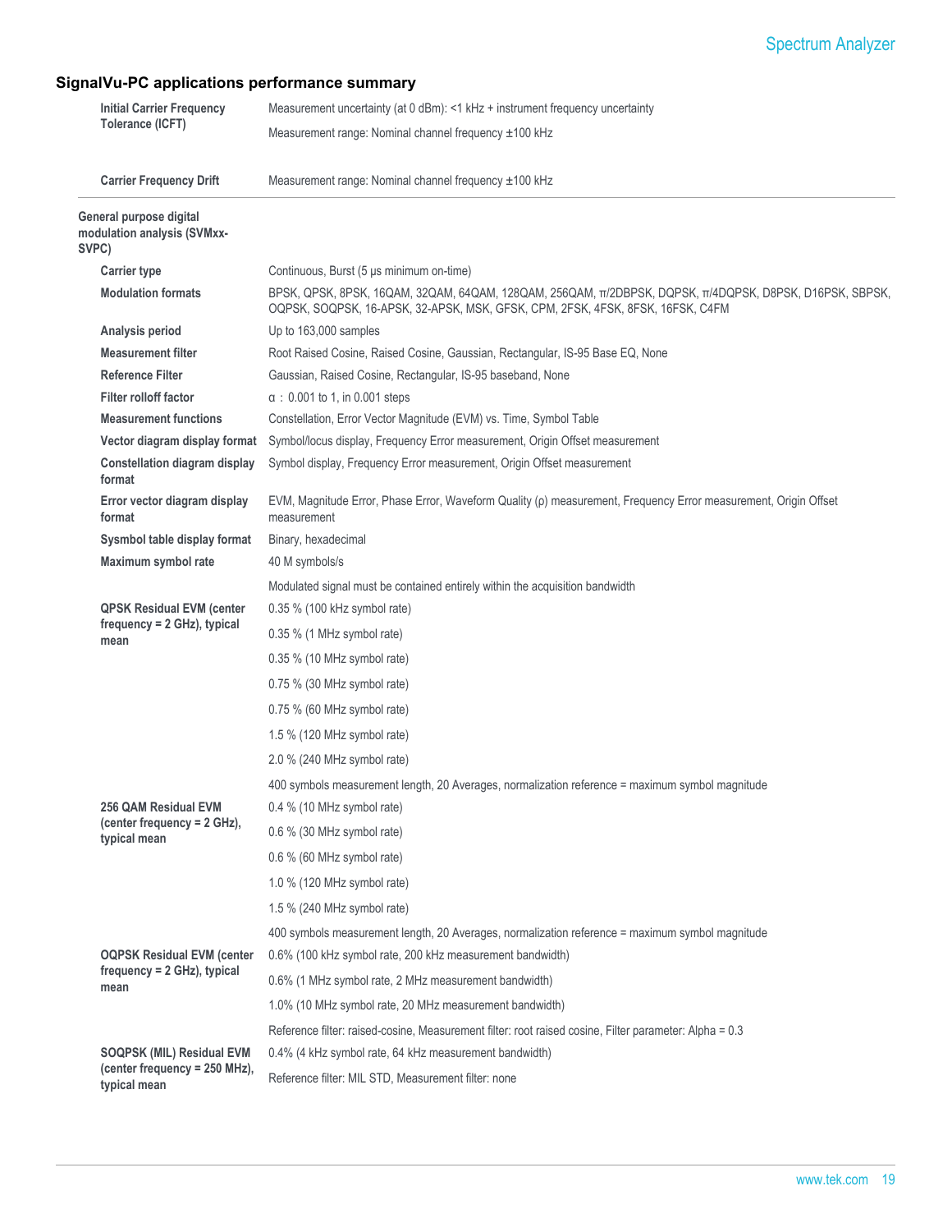## SignalVu-PC applications performance summary

| | |
|---|---|
| **Initial Carrier Frequency Tolerance (ICFT)** | Measurement uncertainty (at 0 dBm): <1 kHz + instrument frequency uncertainty |
| | Measurement range: Nominal channel frequency ±100 kHz |
| **Carrier Frequency Drift** | Measurement range: Nominal channel frequency ±100 kHz |

**General purpose digital modulation analysis (SVMxx-SVPC)**

| | |
|---|---|
| **Carrier type** | Continuous, Burst (5 μs minimum on-time) |
| **Modulation formats** | BPSK, QPSK, 8PSK, 16QAM, 32QAM, 64QAM, 128QAM, 256QAM, π/2DBPSK, DQPSK, π/4DQPSK, D8PSK, D16PSK, SBPSK, OQPSK, SOQPSK, 16-APSK, 32-APSK, MSK, GFSK, CPM, 2FSK, 4FSK, 8FSK, 16FSK, C4FM |
| **Analysis period** | Up to 163,000 samples |
| **Measurement filter** | Root Raised Cosine, Raised Cosine, Gaussian, Rectangular, IS-95 Base EQ, None |
| **Reference Filter** | Gaussian, Raised Cosine, Rectangular, IS-95 baseband, None |
| **Filter rolloff factor** | α : 0.001 to 1, in 0.001 steps |
| **Measurement functions** | Constellation, Error Vector Magnitude (EVM) vs. Time, Symbol Table |
| **Vector diagram display format** | Symbol/locus display, Frequency Error measurement, Origin Offset measurement |
| **Constellation diagram display format** | Symbol display, Frequency Error measurement, Origin Offset measurement |
| **Error vector diagram display format** | EVM, Magnitude Error, Phase Error, Waveform Quality (ρ) measurement, Frequency Error measurement, Origin Offset measurement |
| **Sysmbol table display format** | Binary, hexadecimal |
| **Maximum symbol rate** | 40 M symbols/s |
| | Modulated signal must be contained entirely within the acquisition bandwidth |
| **QPSK Residual EVM (center frequency = 2 GHz), typical mean** | 0.35 % (100 kHz symbol rate) |
| | 0.35 % (1 MHz symbol rate) |
| | 0.35 % (10 MHz symbol rate) |
| | 0.75 % (30 MHz symbol rate) |
| | 0.75 % (60 MHz symbol rate) |
| | 1.5 % (120 MHz symbol rate) |
| | 2.0 % (240 MHz symbol rate) |
| | 400 symbols measurement length, 20 Averages, normalization reference = maximum symbol magnitude |
| **256 QAM Residual EVM (center frequency = 2 GHz), typical mean** | 0.4 % (10 MHz symbol rate) |
| | 0.6 % (30 MHz symbol rate) |
| | 0.6 % (60 MHz symbol rate) |
| | 1.0 % (120 MHz symbol rate) |
| | 1.5 % (240 MHz symbol rate) |
| | 400 symbols measurement length, 20 Averages, normalization reference = maximum symbol magnitude |
| **OQPSK Residual EVM (center frequency = 2 GHz), typical mean** | 0.6% (100 kHz symbol rate, 200 kHz measurement bandwidth) |
| | 0.6% (1 MHz symbol rate, 2 MHz measurement bandwidth) |
| | 1.0% (10 MHz symbol rate, 20 MHz measurement bandwidth) |
| | Reference filter: raised-cosine, Measurement filter: root raised cosine, Filter parameter: Alpha = 0.3 |
| **SOQPSK (MIL) Residual EVM (center frequency = 250 MHz), typical mean** | 0.4% (4 kHz symbol rate, 64 kHz measurement bandwidth) |
| | Reference filter: MIL STD, Measurement filter: none |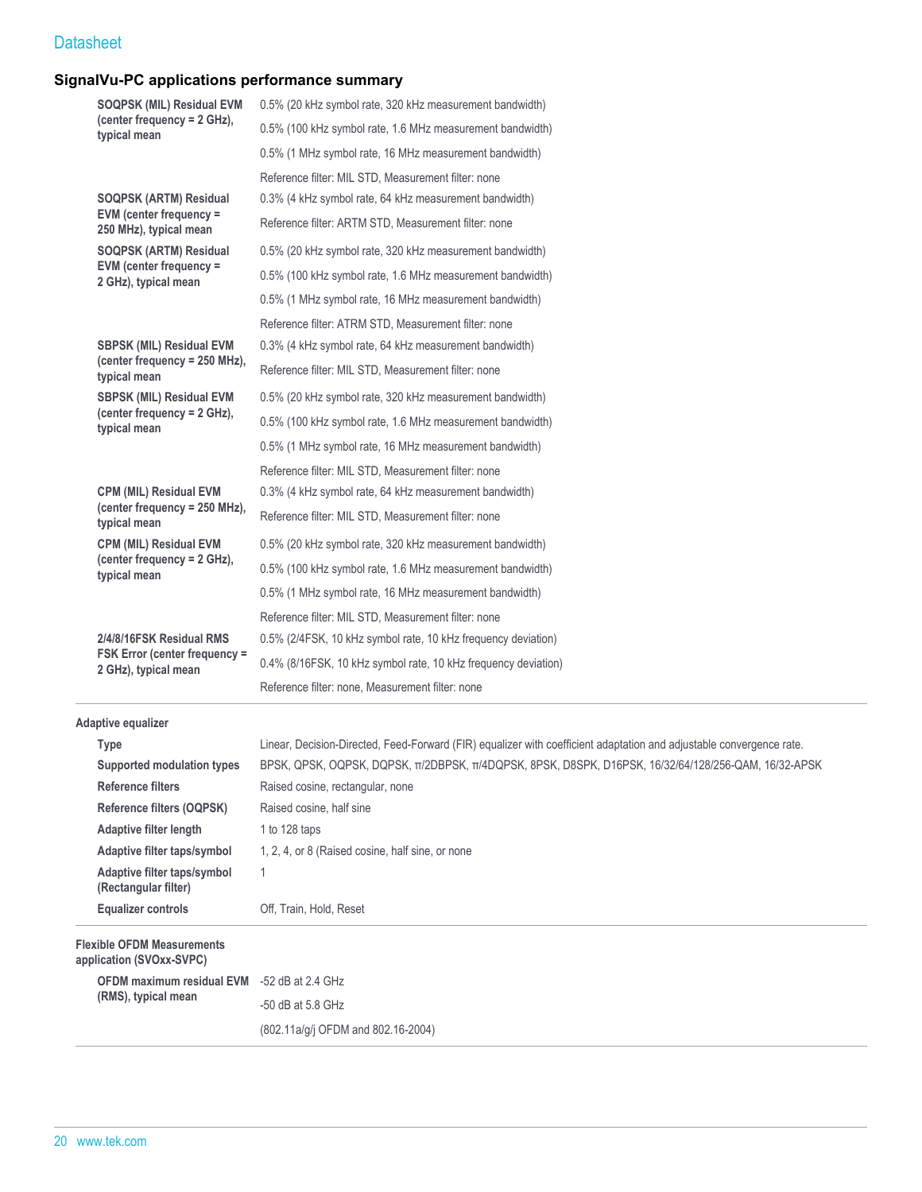## SignalVu-PC applications performance summary

| | |
|---|---|
| **SOQPSK (MIL) Residual EVM (center frequency = 2 GHz), typical mean** | 0.5% (20 kHz symbol rate, 320 kHz measurement bandwidth) |
| | 0.5% (100 kHz symbol rate, 1.6 MHz measurement bandwidth) |
| | 0.5% (1 MHz symbol rate, 16 MHz measurement bandwidth) |
| | Reference filter: MIL STD, Measurement filter: none |
| **SOQPSK (ARTM) Residual EVM (center frequency = 250 MHz), typical mean** | 0.3% (4 kHz symbol rate, 64 kHz measurement bandwidth) |
| | Reference filter: ARTM STD, Measurement filter: none |
| **SOQPSK (ARTM) Residual EVM (center frequency = 2 GHz), typical mean** | 0.5% (20 kHz symbol rate, 320 kHz measurement bandwidth) |
| | 0.5% (100 kHz symbol rate, 1.6 MHz measurement bandwidth) |
| | 0.5% (1 MHz symbol rate, 16 MHz measurement bandwidth) |
| | Reference filter: ATRM STD, Measurement filter: none |
| **SBPSK (MIL) Residual EVM (center frequency = 250 MHz), typical mean** | 0.3% (4 kHz symbol rate, 64 kHz measurement bandwidth) |
| | Reference filter: MIL STD, Measurement filter: none |
| **SBPSK (MIL) Residual EVM (center frequency = 2 GHz), typical mean** | 0.5% (20 kHz symbol rate, 320 kHz measurement bandwidth) |
| | 0.5% (100 kHz symbol rate, 1.6 MHz measurement bandwidth) |
| | 0.5% (1 MHz symbol rate, 16 MHz measurement bandwidth) |
| | Reference filter: MIL STD, Measurement filter: none |
| **CPM (MIL) Residual EVM (center frequency = 250 MHz), typical mean** | 0.3% (4 kHz symbol rate, 64 kHz measurement bandwidth) |
| | Reference filter: MIL STD, Measurement filter: none |
| **CPM (MIL) Residual EVM (center frequency = 2 GHz), typical mean** | 0.5% (20 kHz symbol rate, 320 kHz measurement bandwidth) |
| | 0.5% (100 kHz symbol rate, 1.6 MHz measurement bandwidth) |
| | 0.5% (1 MHz symbol rate, 16 MHz measurement bandwidth) |
| | Reference filter: MIL STD, Measurement filter: none |
| **2/4/8/16FSK Residual RMS FSK Error (center frequency = 2 GHz), typical mean** | 0.5% (2/4FSK, 10 kHz symbol rate, 10 kHz frequency deviation) |
| | 0.4% (8/16FSK, 10 kHz symbol rate, 10 kHz frequency deviation) |
| | Reference filter: none, Measurement filter: none |

**Adaptive equalizer**

| | |
|---|---|
| **Type** | Linear, Decision-Directed, Feed-Forward (FIR) equalizer with coefficient adaptation and adjustable convergence rate. |
| **Supported modulation types** | BPSK, QPSK, OQPSK, DQPSK, π/2DBPSK, π/4DQPSK, 8PSK, D8SPK, D16PSK, 16/32/64/128/256-QAM, 16/32-APSK |
| **Reference filters** | Raised cosine, rectangular, none |
| **Reference filters (OQPSK)** | Raised cosine, half sine |
| **Adaptive filter length** | 1 to 128 taps |
| **Adaptive filter taps/symbol** | 1, 2, 4, or 8 (Raised cosine, half sine, or none |
| **Adaptive filter taps/symbol (Rectangular filter)** | 1 |
| **Equalizer controls** | Off, Train, Hold, Reset |

**Flexible OFDM Measurements application (SVOxx-SVPC)**

| | |
|---|---|
| **OFDM maximum residual EVM (RMS), typical mean** | -52 dB at 2.4 GHz |
| | -50 dB at 5.8 GHz |
| | (802.11a/g/j OFDM and 802.16-2004) |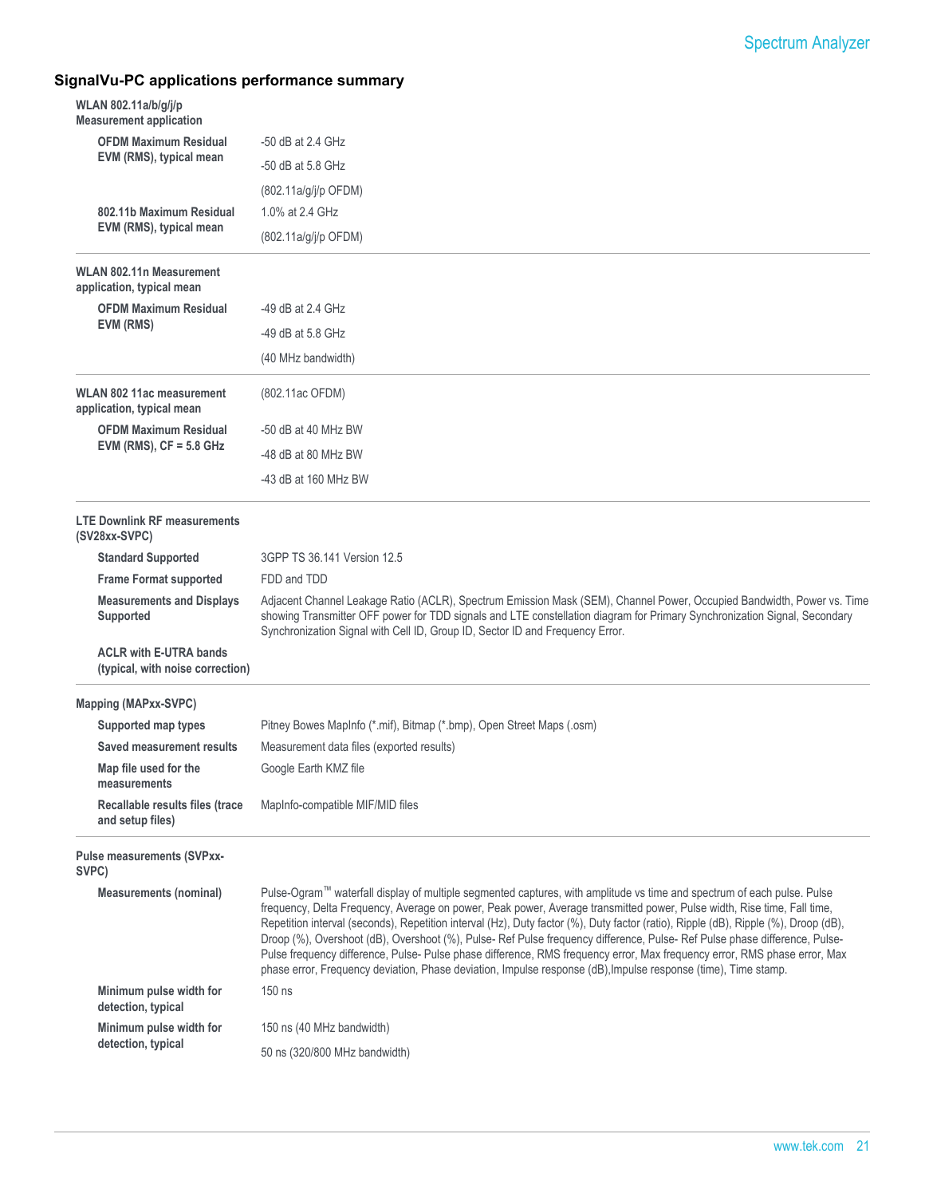## SignalVu-PC applications performance summary

| | |
|---|---|
| **WLAN 802.11a/b/g/j/p Measurement application** | |
| **OFDM Maximum Residual EVM (RMS), typical mean** | -50 dB at 2.4 GHz |
| | -50 dB at 5.8 GHz |
| | (802.11a/g/j/p OFDM) |
| **802.11b Maximum Residual EVM (RMS), typical mean** | 1.0% at 2.4 GHz |
| | (802.11a/g/j/p OFDM) |
| **WLAN 802.11n Measurement application, typical mean** | |
| **OFDM Maximum Residual EVM (RMS)** | -49 dB at 2.4 GHz |
| | -49 dB at 5.8 GHz |
| | (40 MHz bandwidth) |
| **WLAN 802 11ac measurement application, typical mean** | (802.11ac OFDM) |
| **OFDM Maximum Residual EVM (RMS), CF = 5.8 GHz** | -50 dB at 40 MHz BW |
| | -48 dB at 80 MHz BW |
| | -43 dB at 160 MHz BW |
| **LTE Downlink RF measurements (SV28xx-SVPC)** | |
| **Standard Supported** | 3GPP TS 36.141 Version 12.5 |
| **Frame Format supported** | FDD and TDD |
| **Measurements and Displays Supported** | Adjacent Channel Leakage Ratio (ACLR), Spectrum Emission Mask (SEM), Channel Power, Occupied Bandwidth, Power vs. Time showing Transmitter OFF power for TDD signals and LTE constellation diagram for Primary Synchronization Signal, Secondary Synchronization Signal with Cell ID, Group ID, Sector ID and Frequency Error. |
| **ACLR with E-UTRA bands (typical, with noise correction)** | |
| **Mapping (MAPxx-SVPC)** | |
| **Supported map types** | Pitney Bowes MapInfo (*.mif), Bitmap (*.bmp), Open Street Maps (.osm) |
| **Saved measurement results** | Measurement data files (exported results) |
| **Map file used for the measurements** | Google Earth KMZ file |
| **Recallable results files (trace and setup files)** | MapInfo-compatible MIF/MID files |
| **Pulse measurements (SVPxx-SVPC)** | |
| **Measurements (nominal)** | Pulse-Ogram™ waterfall display of multiple segmented captures, with amplitude vs time and spectrum of each pulse. Pulse frequency, Delta Frequency, Average on power, Peak power, Average transmitted power, Pulse width, Rise time, Fall time, Repetition interval (seconds), Repetition interval (Hz), Duty factor (%), Duty factor (ratio), Ripple (dB), Ripple (%), Droop (dB), Droop (%), Overshoot (dB), Overshoot (%), Pulse- Ref Pulse frequency difference, Pulse- Ref Pulse phase difference, Pulse-Pulse frequency difference, Pulse- Pulse phase difference, RMS frequency error, Max frequency error, RMS phase error, Max phase error, Frequency deviation, Phase deviation, Impulse response (dB),Impulse response (time), Time stamp. |
| **Minimum pulse width for detection, typical** | 150 ns |
| **Minimum pulse width for detection, typical** | 150 ns (40 MHz bandwidth) |
| | 50 ns (320/800 MHz bandwidth) |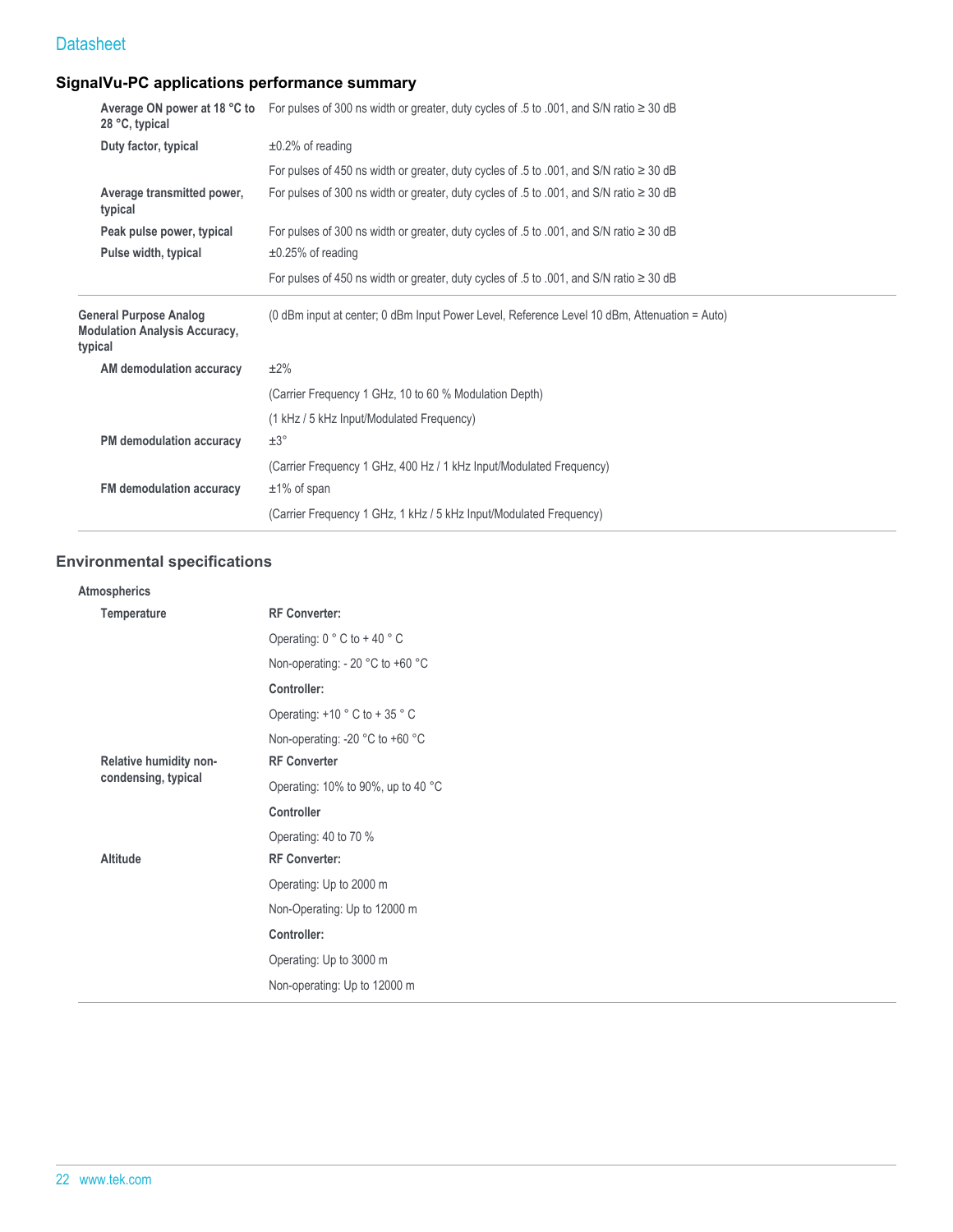## SignalVu-PC applications performance summary

| | |
|---|---|
| **Average ON power at 18 °C to 28 °C, typical** | For pulses of 300 ns width or greater, duty cycles of .5 to .001, and S/N ratio ≥ 30 dB |
| **Duty factor, typical** | ±0.2% of reading |
| | For pulses of 450 ns width or greater, duty cycles of .5 to .001, and S/N ratio ≥ 30 dB |
| **Average transmitted power, typical** | For pulses of 300 ns width or greater, duty cycles of .5 to .001, and S/N ratio ≥ 30 dB |
| **Peak pulse power, typical** | For pulses of 300 ns width or greater, duty cycles of .5 to .001, and S/N ratio ≥ 30 dB |
| **Pulse width, typical** | ±0.25% of reading |
| | For pulses of 450 ns width or greater, duty cycles of .5 to .001, and S/N ratio ≥ 30 dB |

| | |
|---|---|
| **General Purpose Analog Modulation Analysis Accuracy, typical** | (0 dBm input at center; 0 dBm Input Power Level, Reference Level 10 dBm, Attenuation = Auto) |
| **AM demodulation accuracy** | ±2% |
| | (Carrier Frequency 1 GHz, 10 to 60 % Modulation Depth) |
| | (1 kHz / 5 kHz Input/Modulated Frequency) |
| **PM demodulation accuracy** | ±3° |
| | (Carrier Frequency 1 GHz, 400 Hz / 1 kHz Input/Modulated Frequency) |
| **FM demodulation accuracy** | ±1% of span |
| | (Carrier Frequency 1 GHz, 1 kHz / 5 kHz Input/Modulated Frequency) |

## Environmental specifications

| | |
|---|---|
| **Atmospherics** | |
| **Temperature** | **RF Converter:** |
| | Operating: 0 ° C to + 40 ° C |
| | Non-operating: - 20 °C to +60 °C |
| | **Controller:** |
| | Operating: +10 ° C to + 35 ° C |
| | Non-operating: -20 °C to +60 °C |
| **Relative humidity non-condensing, typical** | **RF Converter** |
| | Operating: 10% to 90%, up to 40 °C |
| | **Controller** |
| | Operating: 40 to 70 % |
| **Altitude** | **RF Converter:** |
| | Operating: Up to 2000 m |
| | Non-Operating: Up to 12000 m |
| | **Controller:** |
| | Operating: Up to 3000 m |
| | Non-operating: Up to 12000 m |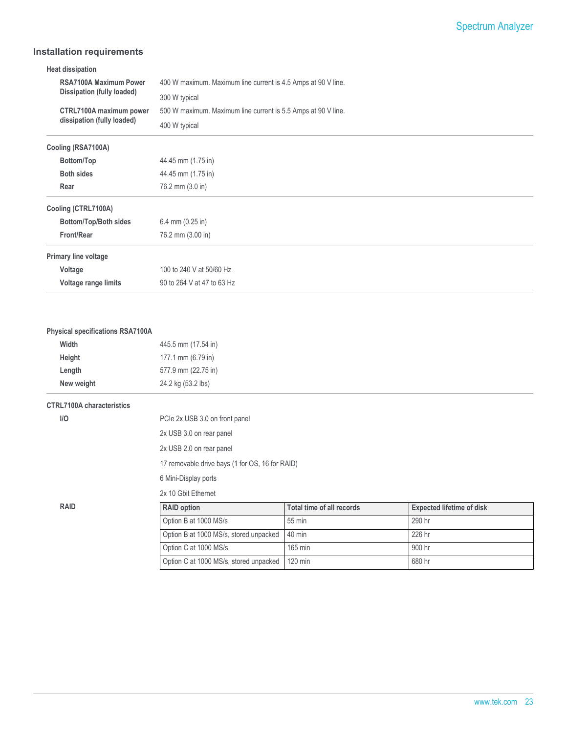## Installation requirements

### Heat dissipation

| | |
|---|---|
| **RSA7100A Maximum Power Dissipation (fully loaded)** | 400 W maximum. Maximum line current is 4.5 Amps at 90 V line. |
| | 300 W typical |
| **CTRL7100A maximum power dissipation (fully loaded)** | 500 W maximum. Maximum line current is 5.5 Amps at 90 V line. |
| | 400 W typical |

### Cooling (RSA7100A)

| | |
|---|---|
| **Bottom/Top** | 44.45 mm (1.75 in) |
| **Both sides** | 44.45 mm (1.75 in) |
| **Rear** | 76.2 mm (3.0 in) |

### Cooling (CTRL7100A)

| | |
|---|---|
| **Bottom/Top/Both sides** | 6.4 mm (0.25 in) |
| **Front/Rear** | 76.2 mm (3.00 in) |

### Primary line voltage

| | |
|---|---|
| **Voltage** | 100 to 240 V at 50/60 Hz |
| **Voltage range limits** | 90 to 264 V at 47 to 63 Hz |

### Physical specifications RSA7100A

| | |
|---|---|
| **Width** | 445.5 mm (17.54 in) |
| **Height** | 177.1 mm (6.79 in) |
| **Length** | 577.9 mm (22.75 in) |
| **New weight** | 24.2 kg (53.2 lbs) |

### CTRL7100A characteristics

**I/O**

- PCIe 2x USB 3.0 on front panel
- 2x USB 3.0 on rear panel
- 2x USB 2.0 on rear panel
- 17 removable drive bays (1 for OS, 16 for RAID)
- 6 Mini-Display ports
- 2x 10 Gbit Ethernet

**RAID**

| RAID option | Total time of all records | Expected lifetime of disk |
|---|---|---|
| Option B at 1000 MS/s | 55 min | 290 hr |
| Option B at 1000 MS/s, stored unpacked | 40 min | 226 hr |
| Option C at 1000 MS/s | 165 min | 900 hr |
| Option C at 1000 MS/s, stored unpacked | 120 min | 680 hr |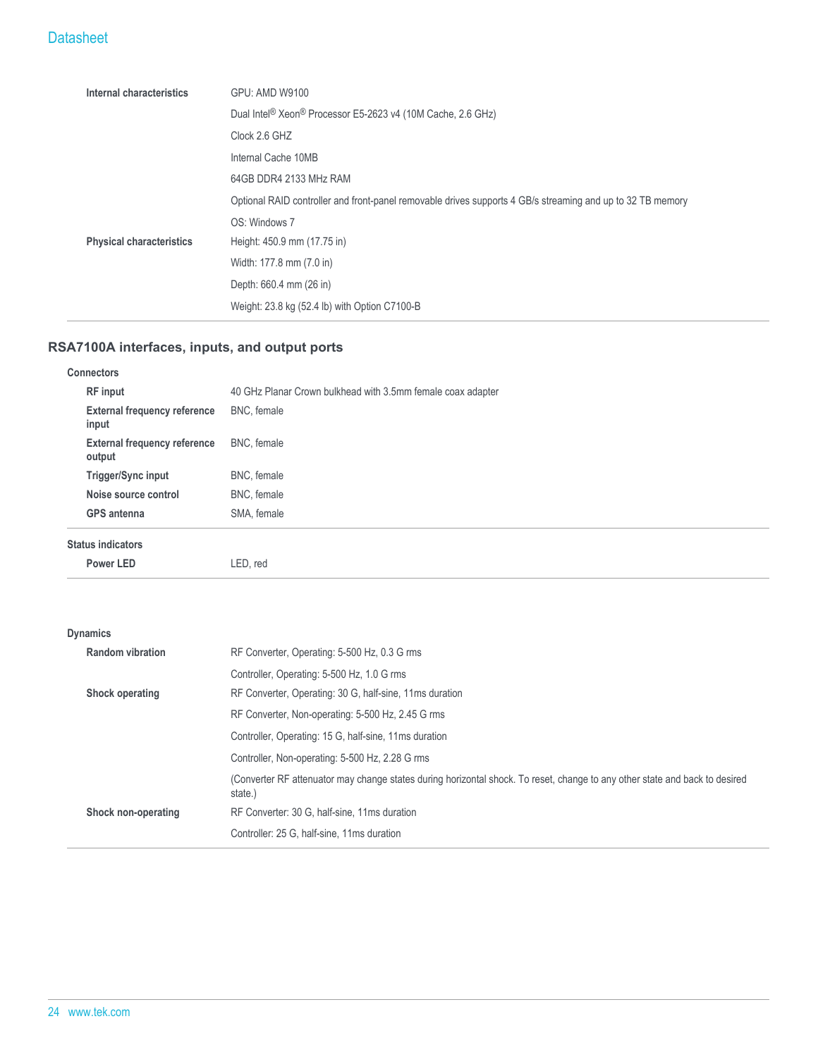| | |
|---|---|
| **Internal characteristics** | GPU: AMD W9100 |
| | Dual Intel® Xeon® Processor E5-2623 v4 (10M Cache, 2.6 GHz) |
| | Clock 2.6 GHZ |
| | Internal Cache 10MB |
| | 64GB DDR4 2133 MHz RAM |
| | Optional RAID controller and front-panel removable drives supports 4 GB/s streaming and up to 32 TB memory |
| | OS: Windows 7 |
| **Physical characteristics** | Height: 450.9 mm (17.75 in) |
| | Width: 177.8 mm (7.0 in) |
| | Depth: 660.4 mm (26 in) |
| | Weight: 23.8 kg (52.4 lb) with Option C7100-B |

## RSA7100A interfaces, inputs, and output ports

**Connectors**

| | |
|---|---|
| **RF input** | 40 GHz Planar Crown bulkhead with 3.5mm female coax adapter |
| **External frequency reference input** | BNC, female |
| **External frequency reference output** | BNC, female |
| **Trigger/Sync input** | BNC, female |
| **Noise source control** | BNC, female |
| **GPS antenna** | SMA, female |

**Status indicators**

| | |
|---|---|
| **Power LED** | LED, red |

**Dynamics**

| | |
|---|---|
| **Random vibration** | RF Converter, Operating: 5-500 Hz, 0.3 G rms |
| | Controller, Operating: 5-500 Hz, 1.0 G rms |
| **Shock operating** | RF Converter, Operating: 30 G, half-sine, 11ms duration |
| | RF Converter, Non-operating: 5-500 Hz, 2.45 G rms |
| | Controller, Operating: 15 G, half-sine, 11ms duration |
| | Controller, Non-operating: 5-500 Hz, 2.28 G rms |
| | (Converter RF attenuator may change states during horizontal shock. To reset, change to any other state and back to desired state.) |
| **Shock non-operating** | RF Converter: 30 G, half-sine, 11ms duration |
| | Controller: 25 G, half-sine, 11ms duration |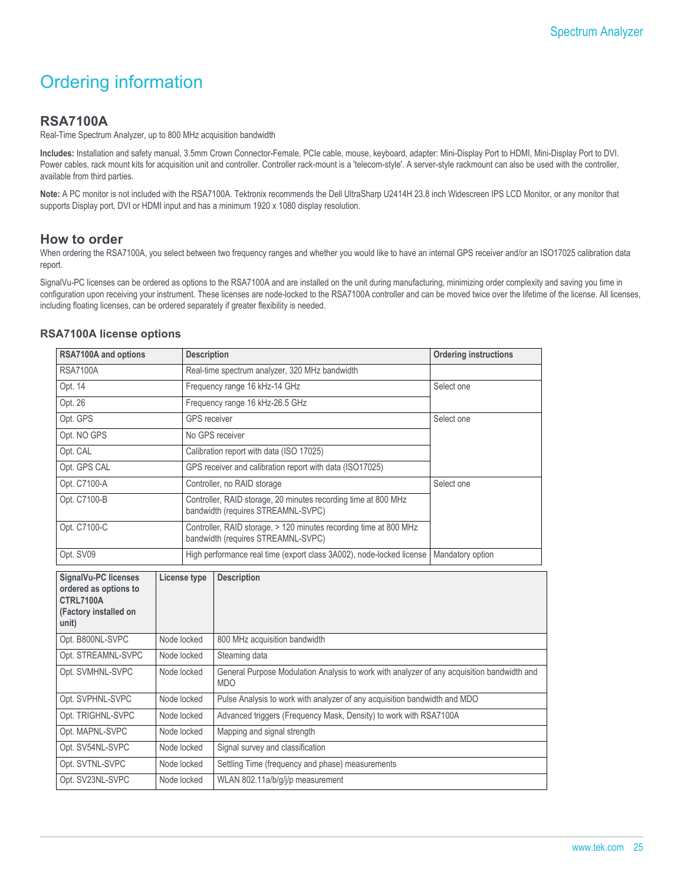# Ordering information

## RSA7100A

Real-Time Spectrum Analyzer, up to 800 MHz acquisition bandwidth

**Includes:** Installation and safety manual, 3.5mm Crown Connector-Female, PCIe cable, mouse, keyboard, adapter: Mini-Display Port to HDMI, Mini-Display Port to DVI. Power cables, rack mount kits for acquisition unit and controller. Controller rack-mount is a 'telecom-style'. A server-style rackmount can also be used with the controller, available from third parties.

**Note:** A PC monitor is not included with the RSA7100A. Tektronix recommends the Dell UltraSharp U2414H 23.8 inch Widescreen IPS LCD Monitor, or any monitor that supports Display port, DVI or HDMI input and has a minimum 1920 x 1080 display resolution.

## How to order

When ordering the RSA7100A, you select between two frequency ranges and whether you would like to have an internal GPS receiver and/or an ISO17025 calibration data report.

SignalVu-PC licenses can be ordered as options to the RSA7100A and are installed on the unit during manufacturing, minimizing order complexity and saving you time in configuration upon receiving your instrument. These licenses are node-locked to the RSA7100A controller and can be moved twice over the lifetime of the license. All licenses, including floating licenses, can be ordered separately if greater flexibility is needed.

### RSA7100A license options

| RSA7100A and options | Description | Ordering instructions |
|---|---|---|
| RSA7100A | Real-time spectrum analyzer, 320 MHz bandwidth | |
| Opt. 14 | Frequency range 16 kHz-14 GHz | Select one |
| Opt. 26 | Frequency range 16 kHz-26.5 GHz | |
| Opt. GPS | GPS receiver | Select one |
| Opt. NO GPS | No GPS receiver | |
| Opt. CAL | Calibration report with data (ISO 17025) | |
| Opt. GPS CAL | GPS receiver and calibration report with data (ISO17025) | |
| Opt. C7100-A | Controller, no RAID storage | Select one |
| Opt. C7100-B | Controller, RAID storage, 20 minutes recording time at 800 MHz bandwidth (requires STREAMNL-SVPC) | |
| Opt. C7100-C | Controller, RAID storage, > 120 minutes recording time at 800 MHz bandwidth (requires STREAMNL-SVPC) | |
| Opt. SV09 | High performance real time (export class 3A002), node-locked license | Mandatory option |

| SignalVu-PC licenses ordered as options to CTRL7100A (Factory installed on unit) | License type | Description |
|---|---|---|
| Opt. B800NL-SVPC | Node locked | 800 MHz acquisition bandwidth |
| Opt. STREAMNL-SVPC | Node locked | Steaming data |
| Opt. SVMHNL-SVPC | Node locked | General Purpose Modulation Analysis to work with analyzer of any acquisition bandwidth and MDO |
| Opt. SVPHNL-SVPC | Node locked | Pulse Analysis to work with analyzer of any acquisition bandwidth and MDO |
| Opt. TRIGHNL-SVPC | Node locked | Advanced triggers (Frequency Mask, Density) to work with RSA7100A |
| Opt. MAPNL-SVPC | Node locked | Mapping and signal strength |
| Opt. SV54NL-SVPC | Node locked | Signal survey and classification |
| Opt. SVTNL-SVPC | Node locked | Settling Time (frequency and phase) measurements |
| Opt. SV23NL-SVPC | Node locked | WLAN 802.11a/b/g/j/p measurement |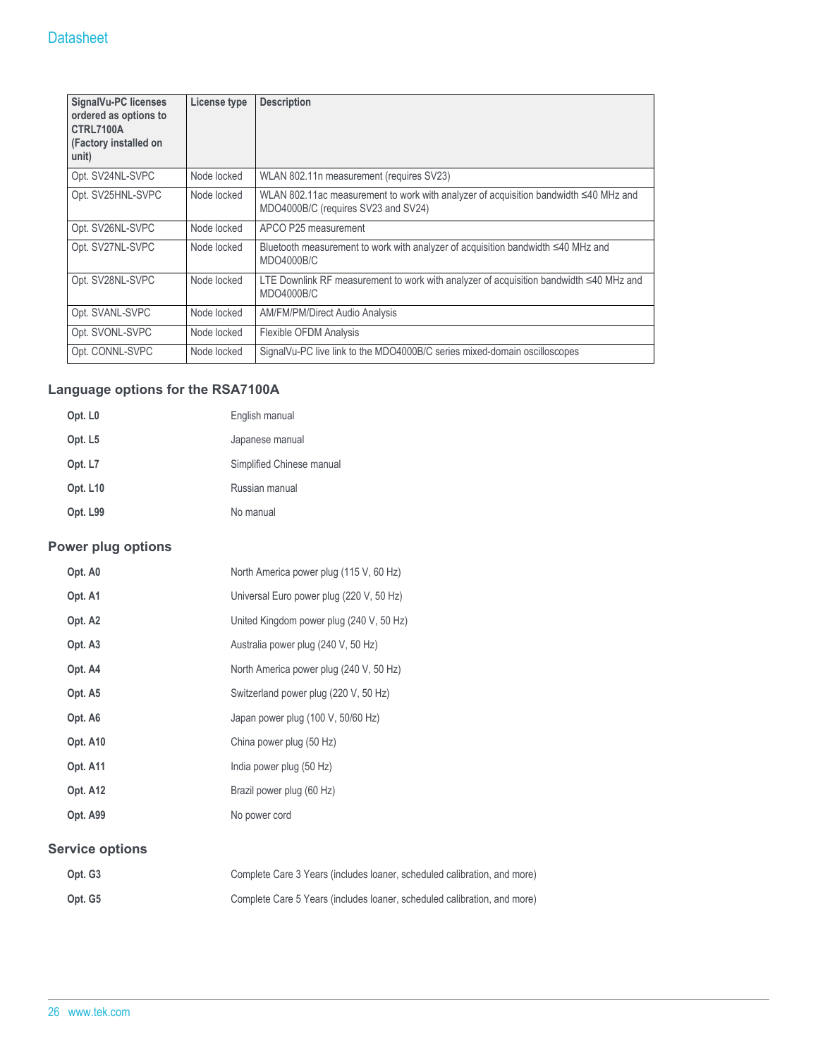| SignalVu-PC licenses ordered as options to CTRL7100A (Factory installed on unit) | License type | Description |
|---|---|---|
| Opt. SV24NL-SVPC | Node locked | WLAN 802.11n measurement (requires SV23) |
| Opt. SV25HNL-SVPC | Node locked | WLAN 802.11ac measurement to work with analyzer of acquisition bandwidth ≤40 MHz and MDO4000B/C (requires SV23 and SV24) |
| Opt. SV26NL-SVPC | Node locked | APCO P25 measurement |
| Opt. SV27NL-SVPC | Node locked | Bluetooth measurement to work with analyzer of acquisition bandwidth ≤40 MHz and MDO4000B/C |
| Opt. SV28NL-SVPC | Node locked | LTE Downlink RF measurement to work with analyzer of acquisition bandwidth ≤40 MHz and MDO4000B/C |
| Opt. SVANL-SVPC | Node locked | AM/FM/PM/Direct Audio Analysis |
| Opt. SVONL-SVPC | Node locked | Flexible OFDM Analysis |
| Opt. CONNL-SVPC | Node locked | SignalVu-PC live link to the MDO4000B/C series mixed-domain oscilloscopes |

### Language options for the RSA7100A

| | |
|---|---|
| **Opt. L0** | English manual |
| **Opt. L5** | Japanese manual |
| **Opt. L7** | Simplified Chinese manual |
| **Opt. L10** | Russian manual |
| **Opt. L99** | No manual |

### Power plug options

| | |
|---|---|
| **Opt. A0** | North America power plug (115 V, 60 Hz) |
| **Opt. A1** | Universal Euro power plug (220 V, 50 Hz) |
| **Opt. A2** | United Kingdom power plug (240 V, 50 Hz) |
| **Opt. A3** | Australia power plug (240 V, 50 Hz) |
| **Opt. A4** | North America power plug (240 V, 50 Hz) |
| **Opt. A5** | Switzerland power plug (220 V, 50 Hz) |
| **Opt. A6** | Japan power plug (100 V, 50/60 Hz) |
| **Opt. A10** | China power plug (50 Hz) |
| **Opt. A11** | India power plug (50 Hz) |
| **Opt. A12** | Brazil power plug (60 Hz) |
| **Opt. A99** | No power cord |

### Service options

| | |
|---|---|
| **Opt. G3** | Complete Care 3 Years (includes loaner, scheduled calibration, and more) |
| **Opt. G5** | Complete Care 5 Years (includes loaner, scheduled calibration, and more) |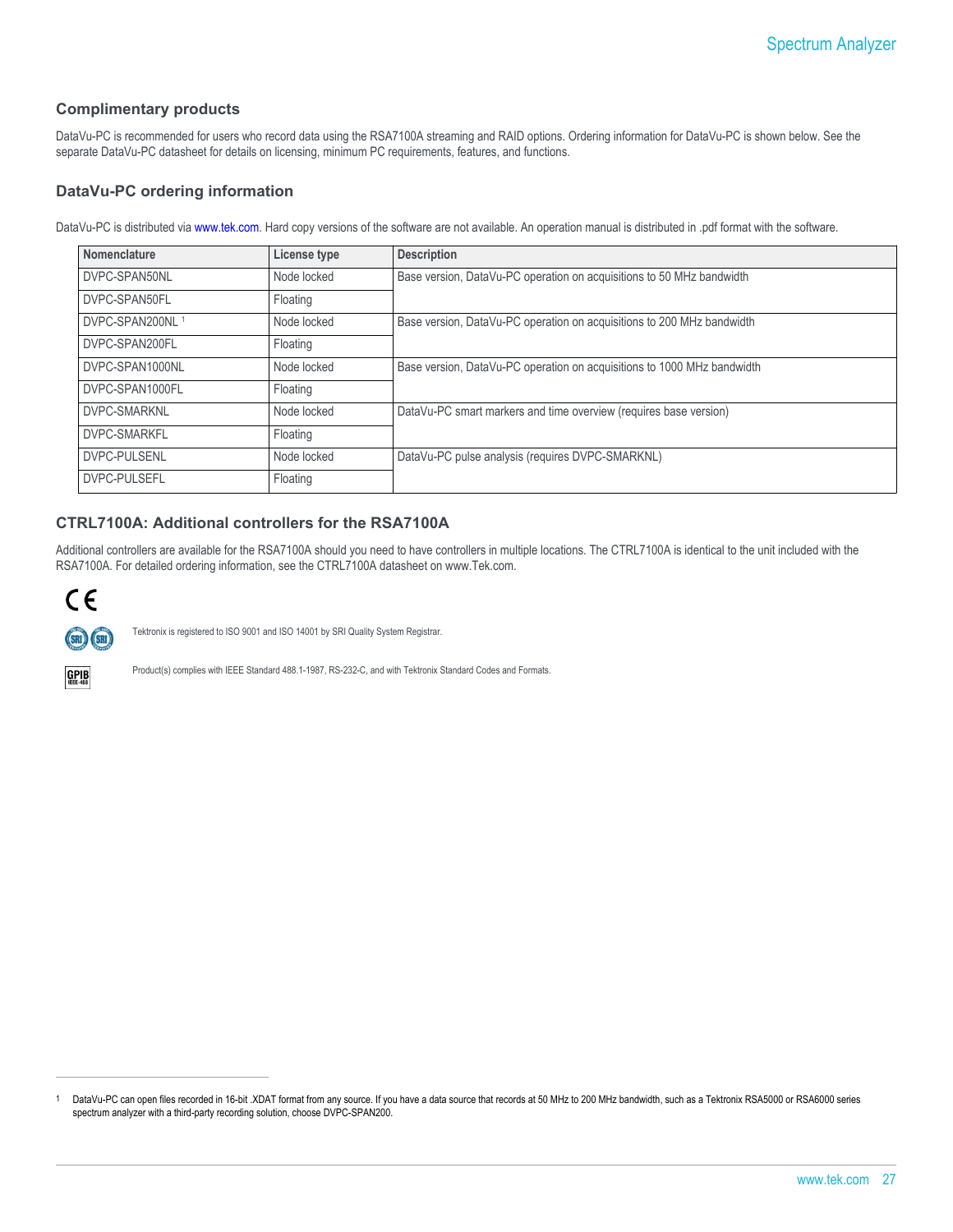## Complimentary products

DataVu-PC is recommended for users who record data using the RSA7100A streaming and RAID options. Ordering information for DataVu-PC is shown below. See the separate DataVu-PC datasheet for details on licensing, minimum PC requirements, features, and functions.

## DataVu-PC ordering information

DataVu-PC is distributed via www.tek.com. Hard copy versions of the software are not available. An operation manual is distributed in .pdf format with the software.

| Nomenclature | License type | Description |
|---|---|---|
| DVPC-SPAN50NL | Node locked | Base version, DataVu-PC operation on acquisitions to 50 MHz bandwidth |
| DVPC-SPAN50FL | Floating | |
| DVPC-SPAN200NL [1] | Node locked | Base version, DataVu-PC operation on acquisitions to 200 MHz bandwidth |
| DVPC-SPAN200FL | Floating | |
| DVPC-SPAN1000NL | Node locked | Base version, DataVu-PC operation on acquisitions to 1000 MHz bandwidth |
| DVPC-SPAN1000FL | Floating | |
| DVPC-SMARKNL | Node locked | DataVu-PC smart markers and time overview (requires base version) |
| DVPC-SMARKFL | Floating | |
| DVPC-PULSENL | Node locked | DataVu-PC pulse analysis (requires DVPC-SMARKNL) |
| DVPC-PULSEFL | Floating | |

## CTRL7100A: Additional controllers for the RSA7100A

Additional controllers are available for the RSA7100A should you need to have controllers in multiple locations. The CTRL7100A is identical to the unit included with the RSA7100A. For detailed ordering information, see the CTRL7100A datasheet on www.Tek.com.

Tektronix is registered to ISO 9001 and ISO 14001 by SRI Quality System Registrar.

Product(s) complies with IEEE Standard 488.1-1987, RS-232-C, and with Tektronix Standard Codes and Formats.

---

[1] DataVu-PC can open files recorded in 16-bit .XDAT format from any source. If you have a data source that records at 50 MHz to 200 MHz bandwidth, such as a Tektronix RSA5000 or RSA6000 series spectrum analyzer with a third-party recording solution, choose DVPC-SPAN200.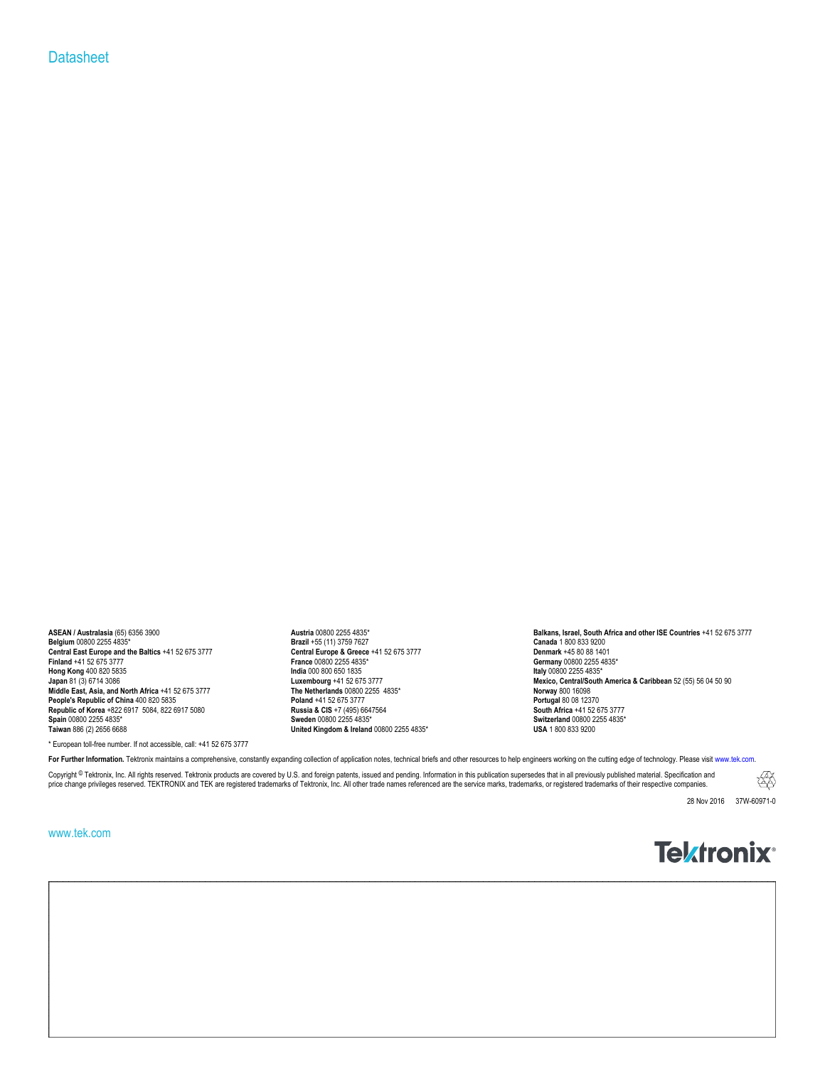**ASEAN / Australasia** (65) 6356 3900
**Belgium** 00800 2255 4835*
**Central East Europe and the Baltics** +41 52 675 3777
**Finland** +41 52 675 3777
**Hong Kong** 400 820 5835
**Japan** 81 (3) 6714 3086
**Middle East, Asia, and North Africa** +41 52 675 3777
**People's Republic of China** 400 820 5835
**Republic of Korea** +822 6917 5084, 822 6917 5080
**Spain** 00800 2255 4835*
**Taiwan** 886 (2) 2656 6688

**Austria** 00800 2255 4835*
**Brazil** +55 (11) 3759 7627
**Central Europe & Greece** +41 52 675 3777
**France** 00800 2255 4835*
**India** 000 800 650 1835
**Luxembourg** +41 52 675 3777
**The Netherlands** 00800 2255 4835*
**Poland** +41 52 675 3777
**Russia & CIS** +7 (495) 6647564
**Sweden** 00800 2255 4835*
**United Kingdom & Ireland** 00800 2255 4835*

**Balkans, Israel, South Africa and other ISE Countries** +41 52 675 3777
**Canada** 1 800 833 9200
**Denmark** +45 80 88 1401
**Germany** 00800 2255 4835*
**Italy** 00800 2255 4835*
**Mexico, Central/South America & Caribbean** 52 (55) 56 04 50 90
**Norway** 800 16098
**Portugal** 80 08 12370
**South Africa** +41 52 675 3777
**Switzerland** 00800 2255 4835*
**USA** 1 800 833 9200

* European toll-free number. If not accessible, call: +41 52 675 3777

**For Further Information.** Tektronix maintains a comprehensive, constantly expanding collection of application notes, technical briefs and other resources to help engineers working on the cutting edge of technology. Please visit www.tek.com.

Copyright © Tektronix, Inc. All rights reserved. Tektronix products are covered by U.S. and foreign patents, issued and pending. Information in this publication supersedes that in all previously published material. Specification and price change privileges reserved. TEKTRONIX and TEK are registered trademarks of Tektronix, Inc. All other trade names referenced are the service marks, trademarks, or registered trademarks of their respective companies.

28 Nov 2016 37W-60971-0

www.tek.com